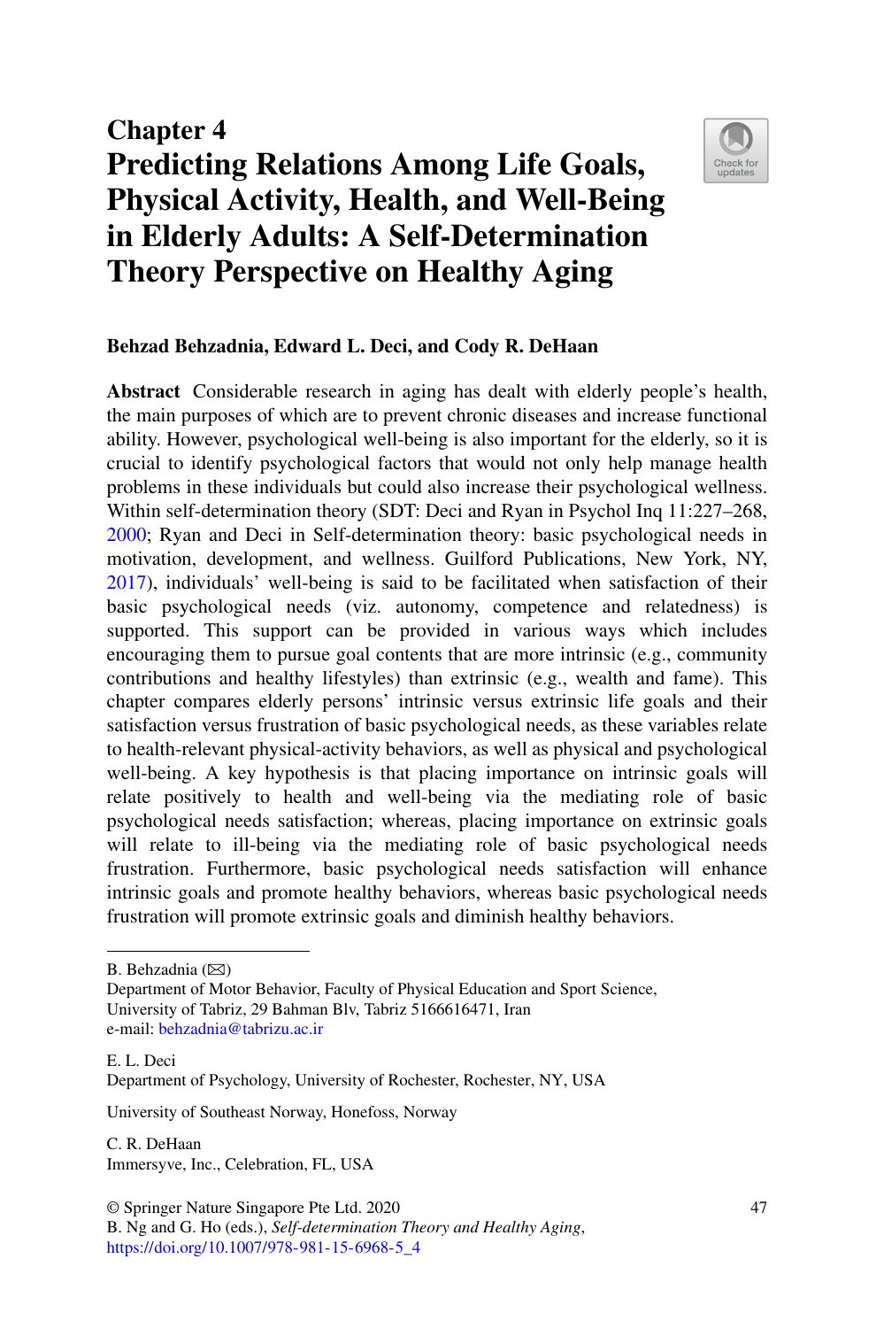# Chapter 4
# Predicting Relations Among Life Goals, Physical Activity, Health, and Well-Being in Elderly Adults: A Self-Determination Theory Perspective on Healthy Aging

**Behzad Behzadnia, Edward L. Deci, and Cody R. DeHaan**

**Abstract** Considerable research in aging has dealt with elderly people's health, the main purposes of which are to prevent chronic diseases and increase functional ability. However, psychological well-being is also important for the elderly, so it is crucial to identify psychological factors that would not only help manage health problems in these individuals but could also increase their psychological wellness. Within self-determination theory (SDT: Deci and Ryan in Psychol Inq 11:227–268, 2000; Ryan and Deci in Self-determination theory: basic psychological needs in motivation, development, and wellness. Guilford Publications, New York, NY, 2017), individuals' well-being is said to be facilitated when satisfaction of their basic psychological needs (viz. autonomy, competence and relatedness) is supported. This support can be provided in various ways which includes encouraging them to pursue goal contents that are more intrinsic (e.g., community contributions and healthy lifestyles) than extrinsic (e.g., wealth and fame). This chapter compares elderly persons' intrinsic versus extrinsic life goals and their satisfaction versus frustration of basic psychological needs, as these variables relate to health-relevant physical-activity behaviors, as well as physical and psychological well-being. A key hypothesis is that placing importance on intrinsic goals will relate positively to health and well-being via the mediating role of basic psychological needs satisfaction; whereas, placing importance on extrinsic goals will relate to ill-being via the mediating role of basic psychological needs frustration. Furthermore, basic psychological needs satisfaction will enhance intrinsic goals and promote healthy behaviors, whereas basic psychological needs frustration will promote extrinsic goals and diminish healthy behaviors.

---

B. Behzadnia (✉)
Department of Motor Behavior, Faculty of Physical Education and Sport Science, University of Tabriz, 29 Bahman Blv, Tabriz 5166616471, Iran
e-mail: behzadnia@tabrizu.ac.ir

E. L. Deci
Department of Psychology, University of Rochester, Rochester, NY, USA

University of Southeast Norway, Honefoss, Norway

C. R. DeHaan
Immersyve, Inc., Celebration, FL, USA

© Springer Nature Singapore Pte Ltd. 2020
B. Ng and G. Ho (eds.), *Self-determination Theory and Healthy Aging*,
https://doi.org/10.1007/978-981-15-6968-5_4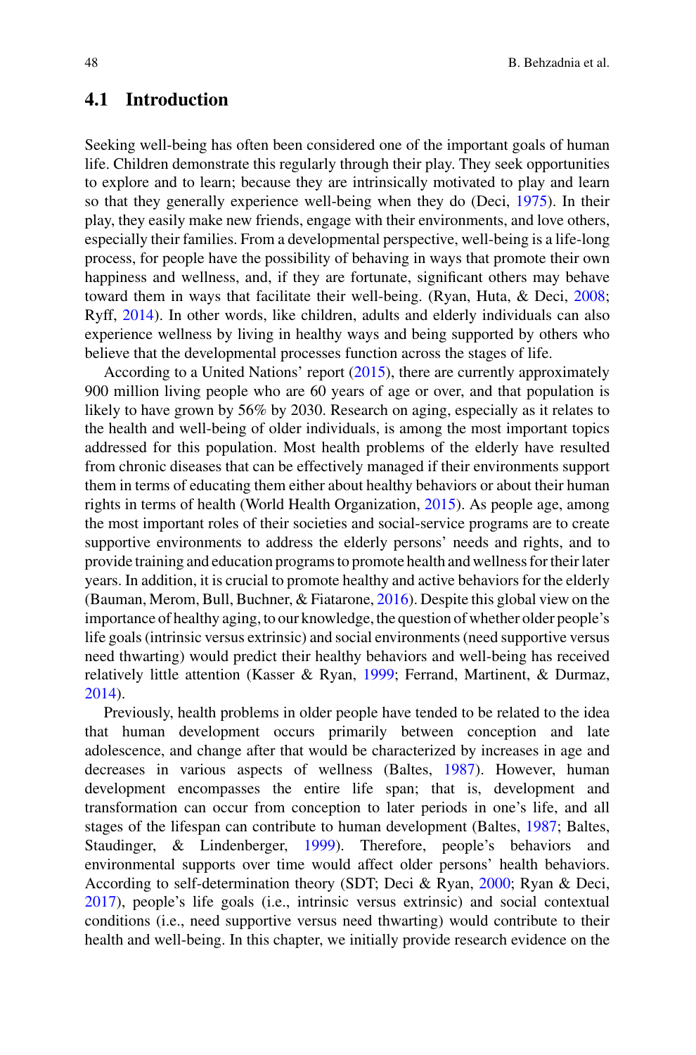## 4.1 Introduction

Seeking well-being has often been considered one of the important goals of human life. Children demonstrate this regularly through their play. They seek opportunities to explore and to learn; because they are intrinsically motivated to play and learn so that they generally experience well-being when they do (Deci, 1975). In their play, they easily make new friends, engage with their environments, and love others, especially their families. From a developmental perspective, well-being is a life-long process, for people have the possibility of behaving in ways that promote their own happiness and wellness, and, if they are fortunate, significant others may behave toward them in ways that facilitate their well-being. (Ryan, Huta, & Deci, 2008; Ryff, 2014). In other words, like children, adults and elderly individuals can also experience wellness by living in healthy ways and being supported by others who believe that the developmental processes function across the stages of life.

According to a United Nations' report (2015), there are currently approximately 900 million living people who are 60 years of age or over, and that population is likely to have grown by 56% by 2030. Research on aging, especially as it relates to the health and well-being of older individuals, is among the most important topics addressed for this population. Most health problems of the elderly have resulted from chronic diseases that can be effectively managed if their environments support them in terms of educating them either about healthy behaviors or about their human rights in terms of health (World Health Organization, 2015). As people age, among the most important roles of their societies and social-service programs are to create supportive environments to address the elderly persons' needs and rights, and to provide training and education programs to promote health and wellness for their later years. In addition, it is crucial to promote healthy and active behaviors for the elderly (Bauman, Merom, Bull, Buchner, & Fiatarone, 2016). Despite this global view on the importance of healthy aging, to our knowledge, the question of whether older people's life goals (intrinsic versus extrinsic) and social environments (need supportive versus need thwarting) would predict their healthy behaviors and well-being has received relatively little attention (Kasser & Ryan, 1999; Ferrand, Martinent, & Durmaz, 2014).

Previously, health problems in older people have tended to be related to the idea that human development occurs primarily between conception and late adolescence, and change after that would be characterized by increases in age and decreases in various aspects of wellness (Baltes, 1987). However, human development encompasses the entire life span; that is, development and transformation can occur from conception to later periods in one's life, and all stages of the lifespan can contribute to human development (Baltes, 1987; Baltes, Staudinger, & Lindenberger, 1999). Therefore, people's behaviors and environmental supports over time would affect older persons' health behaviors. According to self-determination theory (SDT; Deci & Ryan, 2000; Ryan & Deci, 2017), people's life goals (i.e., intrinsic versus extrinsic) and social contextual conditions (i.e., need supportive versus need thwarting) would contribute to their health and well-being. In this chapter, we initially provide research evidence on the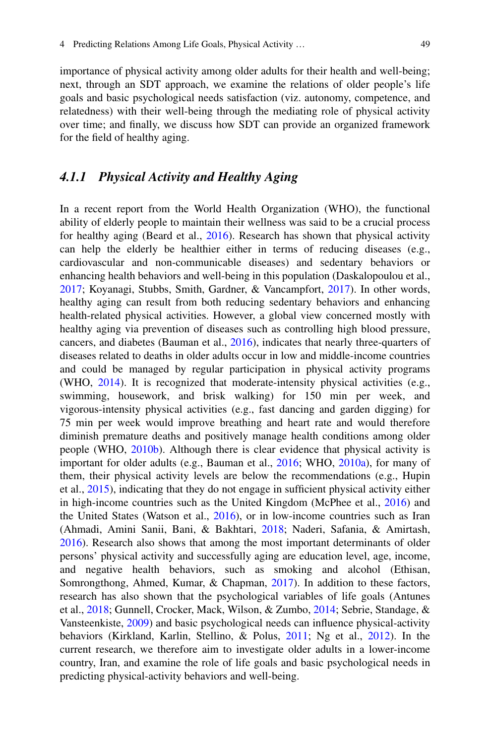importance of physical activity among older adults for their health and well-being; next, through an SDT approach, we examine the relations of older people's life goals and basic psychological needs satisfaction (viz. autonomy, competence, and relatedness) with their well-being through the mediating role of physical activity over time; and finally, we discuss how SDT can provide an organized framework for the field of healthy aging.

### *4.1.1 Physical Activity and Healthy Aging*

In a recent report from the World Health Organization (WHO), the functional ability of elderly people to maintain their wellness was said to be a crucial process for healthy aging (Beard et al., 2016). Research has shown that physical activity can help the elderly be healthier either in terms of reducing diseases (e.g., cardiovascular and non-communicable diseases) and sedentary behaviors or enhancing health behaviors and well-being in this population (Daskalopoulou et al., 2017; Koyanagi, Stubbs, Smith, Gardner, & Vancampfort, 2017). In other words, healthy aging can result from both reducing sedentary behaviors and enhancing health-related physical activities. However, a global view concerned mostly with healthy aging via prevention of diseases such as controlling high blood pressure, cancers, and diabetes (Bauman et al., 2016), indicates that nearly three-quarters of diseases related to deaths in older adults occur in low and middle-income countries and could be managed by regular participation in physical activity programs (WHO, 2014). It is recognized that moderate-intensity physical activities (e.g., swimming, housework, and brisk walking) for 150 min per week, and vigorous-intensity physical activities (e.g., fast dancing and garden digging) for 75 min per week would improve breathing and heart rate and would therefore diminish premature deaths and positively manage health conditions among older people (WHO, 2010b). Although there is clear evidence that physical activity is important for older adults (e.g., Bauman et al., 2016; WHO, 2010a), for many of them, their physical activity levels are below the recommendations (e.g., Hupin et al., 2015), indicating that they do not engage in sufficient physical activity either in high-income countries such as the United Kingdom (McPhee et al., 2016) and the United States (Watson et al., 2016), or in low-income countries such as Iran (Ahmadi, Amini Sanii, Bani, & Bakhtari, 2018; Naderi, Safania, & Amirtash, 2016). Research also shows that among the most important determinants of older persons' physical activity and successfully aging are education level, age, income, and negative health behaviors, such as smoking and alcohol (Ethisan, Somrongthong, Ahmed, Kumar, & Chapman, 2017). In addition to these factors, research has also shown that the psychological variables of life goals (Antunes et al., 2018; Gunnell, Crocker, Mack, Wilson, & Zumbo, 2014; Sebrie, Standage, & Vansteenkiste, 2009) and basic psychological needs can influence physical-activity behaviors (Kirkland, Karlin, Stellino, & Polus, 2011; Ng et al., 2012). In the current research, we therefore aim to investigate older adults in a lower-income country, Iran, and examine the role of life goals and basic psychological needs in predicting physical-activity behaviors and well-being.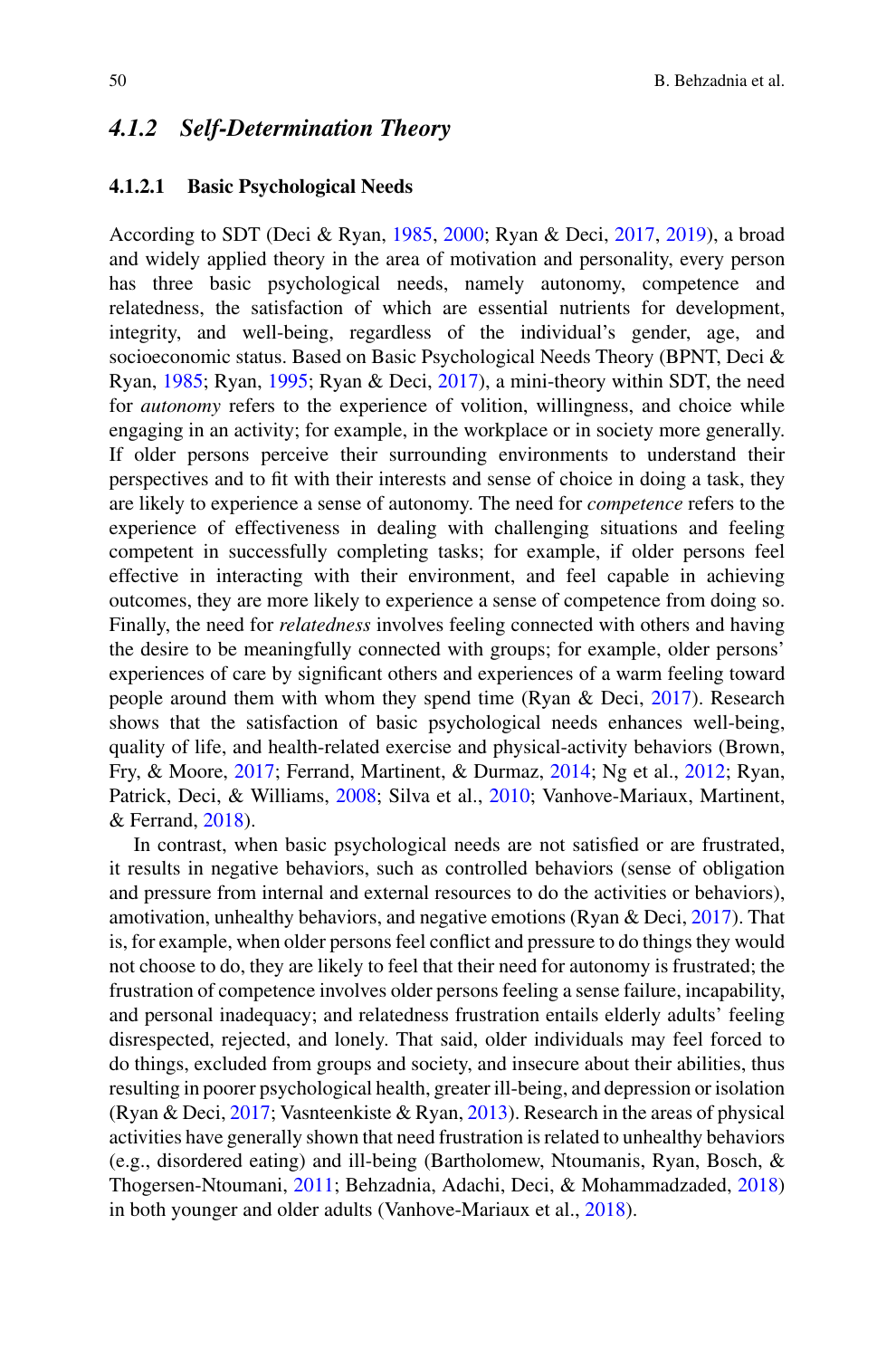### 4.1.2 *Self-Determination Theory*

#### 4.1.2.1 Basic Psychological Needs

According to SDT (Deci & Ryan, 1985, 2000; Ryan & Deci, 2017, 2019), a broad and widely applied theory in the area of motivation and personality, every person has three basic psychological needs, namely autonomy, competence and relatedness, the satisfaction of which are essential nutrients for development, integrity, and well-being, regardless of the individual's gender, age, and socioeconomic status. Based on Basic Psychological Needs Theory (BPNT, Deci & Ryan, 1985; Ryan, 1995; Ryan & Deci, 2017), a mini-theory within SDT, the need for *autonomy* refers to the experience of volition, willingness, and choice while engaging in an activity; for example, in the workplace or in society more generally. If older persons perceive their surrounding environments to understand their perspectives and to fit with their interests and sense of choice in doing a task, they are likely to experience a sense of autonomy. The need for *competence* refers to the experience of effectiveness in dealing with challenging situations and feeling competent in successfully completing tasks; for example, if older persons feel effective in interacting with their environment, and feel capable in achieving outcomes, they are more likely to experience a sense of competence from doing so. Finally, the need for *relatedness* involves feeling connected with others and having the desire to be meaningfully connected with groups; for example, older persons' experiences of care by significant others and experiences of a warm feeling toward people around them with whom they spend time (Ryan & Deci, 2017). Research shows that the satisfaction of basic psychological needs enhances well-being, quality of life, and health-related exercise and physical-activity behaviors (Brown, Fry, & Moore, 2017; Ferrand, Martinent, & Durmaz, 2014; Ng et al., 2012; Ryan, Patrick, Deci, & Williams, 2008; Silva et al., 2010; Vanhove-Mariaux, Martinent, & Ferrand, 2018).

In contrast, when basic psychological needs are not satisfied or are frustrated, it results in negative behaviors, such as controlled behaviors (sense of obligation and pressure from internal and external resources to do the activities or behaviors), amotivation, unhealthy behaviors, and negative emotions (Ryan & Deci, 2017). That is, for example, when older persons feel conflict and pressure to do things they would not choose to do, they are likely to feel that their need for autonomy is frustrated; the frustration of competence involves older persons feeling a sense failure, incapability, and personal inadequacy; and relatedness frustration entails elderly adults' feeling disrespected, rejected, and lonely. That said, older individuals may feel forced to do things, excluded from groups and society, and insecure about their abilities, thus resulting in poorer psychological health, greater ill-being, and depression or isolation (Ryan & Deci, 2017; Vasnteenkiste & Ryan, 2013). Research in the areas of physical activities have generally shown that need frustration is related to unhealthy behaviors (e.g., disordered eating) and ill-being (Bartholomew, Ntoumanis, Ryan, Bosch, & Thogersen-Ntoumani, 2011; Behzadnia, Adachi, Deci, & Mohammadzaded, 2018) in both younger and older adults (Vanhove-Mariaux et al., 2018).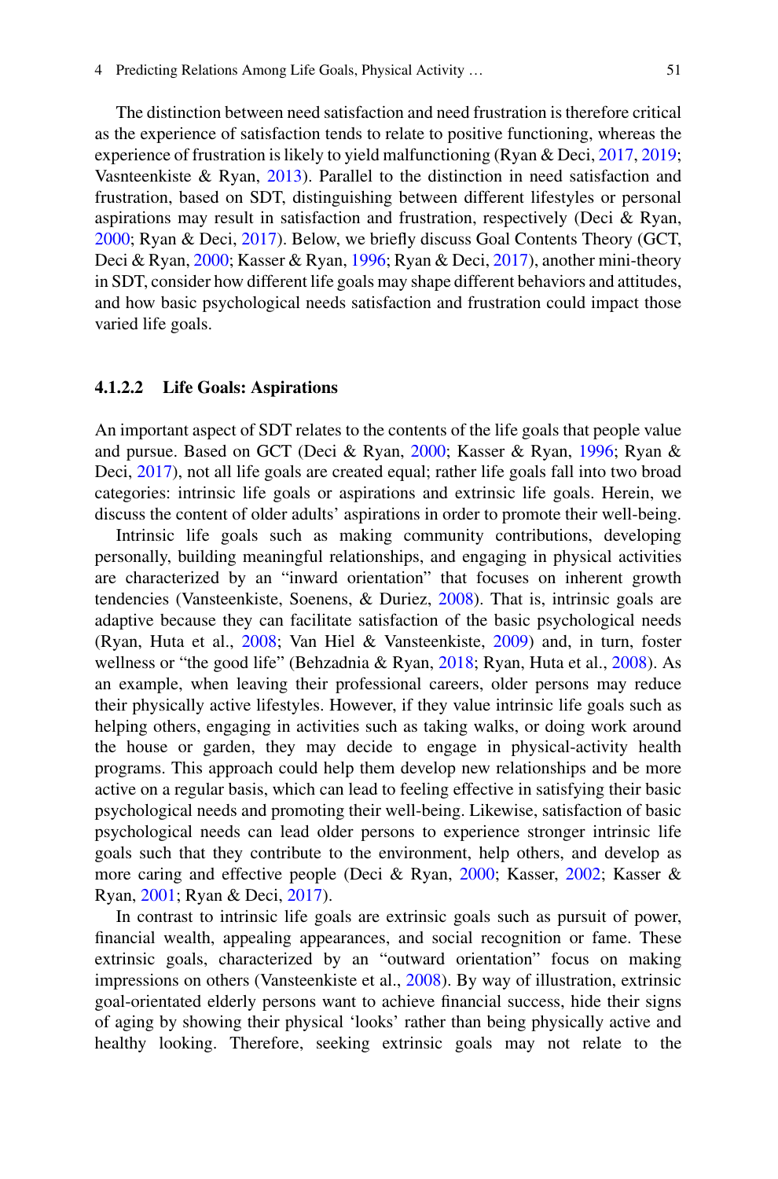The distinction between need satisfaction and need frustration is therefore critical as the experience of satisfaction tends to relate to positive functioning, whereas the experience of frustration is likely to yield malfunctioning (Ryan & Deci, 2017, 2019; Vasnteenkiste & Ryan, 2013). Parallel to the distinction in need satisfaction and frustration, based on SDT, distinguishing between different lifestyles or personal aspirations may result in satisfaction and frustration, respectively (Deci & Ryan, 2000; Ryan & Deci, 2017). Below, we briefly discuss Goal Contents Theory (GCT, Deci & Ryan, 2000; Kasser & Ryan, 1996; Ryan & Deci, 2017), another mini-theory in SDT, consider how different life goals may shape different behaviors and attitudes, and how basic psychological needs satisfaction and frustration could impact those varied life goals.

#### 4.1.2.2 Life Goals: Aspirations

An important aspect of SDT relates to the contents of the life goals that people value and pursue. Based on GCT (Deci & Ryan, 2000; Kasser & Ryan, 1996; Ryan & Deci, 2017), not all life goals are created equal; rather life goals fall into two broad categories: intrinsic life goals or aspirations and extrinsic life goals. Herein, we discuss the content of older adults' aspirations in order to promote their well-being.

Intrinsic life goals such as making community contributions, developing personally, building meaningful relationships, and engaging in physical activities are characterized by an "inward orientation" that focuses on inherent growth tendencies (Vansteenkiste, Soenens, & Duriez, 2008). That is, intrinsic goals are adaptive because they can facilitate satisfaction of the basic psychological needs (Ryan, Huta et al., 2008; Van Hiel & Vansteenkiste, 2009) and, in turn, foster wellness or "the good life" (Behzadnia & Ryan, 2018; Ryan, Huta et al., 2008). As an example, when leaving their professional careers, older persons may reduce their physically active lifestyles. However, if they value intrinsic life goals such as helping others, engaging in activities such as taking walks, or doing work around the house or garden, they may decide to engage in physical-activity health programs. This approach could help them develop new relationships and be more active on a regular basis, which can lead to feeling effective in satisfying their basic psychological needs and promoting their well-being. Likewise, satisfaction of basic psychological needs can lead older persons to experience stronger intrinsic life goals such that they contribute to the environment, help others, and develop as more caring and effective people (Deci & Ryan, 2000; Kasser, 2002; Kasser & Ryan, 2001; Ryan & Deci, 2017).

In contrast to intrinsic life goals are extrinsic goals such as pursuit of power, financial wealth, appealing appearances, and social recognition or fame. These extrinsic goals, characterized by an "outward orientation" focus on making impressions on others (Vansteenkiste et al., 2008). By way of illustration, extrinsic goal-orientated elderly persons want to achieve financial success, hide their signs of aging by showing their physical 'looks' rather than being physically active and healthy looking. Therefore, seeking extrinsic goals may not relate to the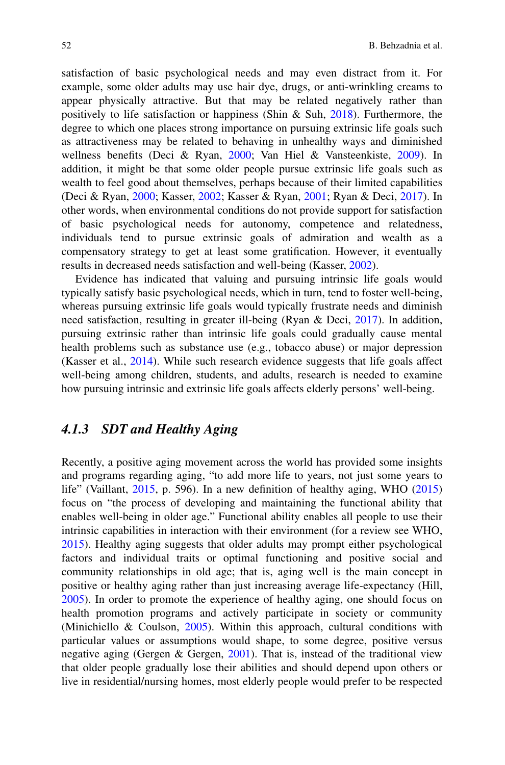satisfaction of basic psychological needs and may even distract from it. For example, some older adults may use hair dye, drugs, or anti-wrinkling creams to appear physically attractive. But that may be related negatively rather than positively to life satisfaction or happiness (Shin & Suh, 2018). Furthermore, the degree to which one places strong importance on pursuing extrinsic life goals such as attractiveness may be related to behaving in unhealthy ways and diminished wellness benefits (Deci & Ryan, 2000; Van Hiel & Vansteenkiste, 2009). In addition, it might be that some older people pursue extrinsic life goals such as wealth to feel good about themselves, perhaps because of their limited capabilities (Deci & Ryan, 2000; Kasser, 2002; Kasser & Ryan, 2001; Ryan & Deci, 2017). In other words, when environmental conditions do not provide support for satisfaction of basic psychological needs for autonomy, competence and relatedness, individuals tend to pursue extrinsic goals of admiration and wealth as a compensatory strategy to get at least some gratification. However, it eventually results in decreased needs satisfaction and well-being (Kasser, 2002).

Evidence has indicated that valuing and pursuing intrinsic life goals would typically satisfy basic psychological needs, which in turn, tend to foster well-being, whereas pursuing extrinsic life goals would typically frustrate needs and diminish need satisfaction, resulting in greater ill-being (Ryan & Deci, 2017). In addition, pursuing extrinsic rather than intrinsic life goals could gradually cause mental health problems such as substance use (e.g., tobacco abuse) or major depression (Kasser et al., 2014). While such research evidence suggests that life goals affect well-being among children, students, and adults, research is needed to examine how pursuing intrinsic and extrinsic life goals affects elderly persons' well-being.

### *4.1.3 SDT and Healthy Aging*

Recently, a positive aging movement across the world has provided some insights and programs regarding aging, "to add more life to years, not just some years to life" (Vaillant, 2015, p. 596). In a new definition of healthy aging, WHO (2015) focus on "the process of developing and maintaining the functional ability that enables well-being in older age." Functional ability enables all people to use their intrinsic capabilities in interaction with their environment (for a review see WHO, 2015). Healthy aging suggests that older adults may prompt either psychological factors and individual traits or optimal functioning and positive social and community relationships in old age; that is, aging well is the main concept in positive or healthy aging rather than just increasing average life-expectancy (Hill, 2005). In order to promote the experience of healthy aging, one should focus on health promotion programs and actively participate in society or community (Minichiello & Coulson, 2005). Within this approach, cultural conditions with particular values or assumptions would shape, to some degree, positive versus negative aging (Gergen & Gergen, 2001). That is, instead of the traditional view that older people gradually lose their abilities and should depend upon others or live in residential/nursing homes, most elderly people would prefer to be respected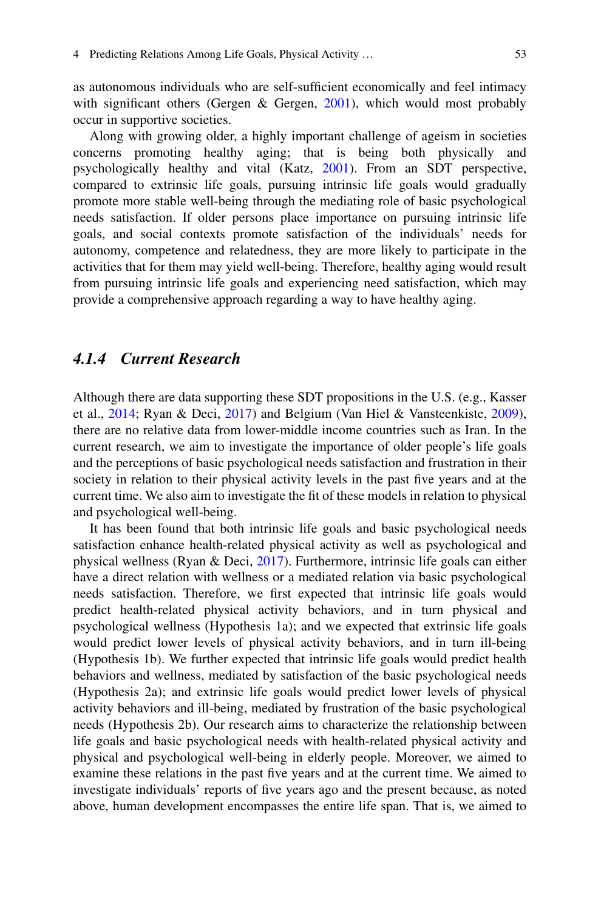as autonomous individuals who are self-sufficient economically and feel intimacy with significant others (Gergen & Gergen, 2001), which would most probably occur in supportive societies.

Along with growing older, a highly important challenge of ageism in societies concerns promoting healthy aging; that is being both physically and psychologically healthy and vital (Katz, 2001). From an SDT perspective, compared to extrinsic life goals, pursuing intrinsic life goals would gradually promote more stable well-being through the mediating role of basic psychological needs satisfaction. If older persons place importance on pursuing intrinsic life goals, and social contexts promote satisfaction of the individuals' needs for autonomy, competence and relatedness, they are more likely to participate in the activities that for them may yield well-being. Therefore, healthy aging would result from pursuing intrinsic life goals and experiencing need satisfaction, which may provide a comprehensive approach regarding a way to have healthy aging.

### *4.1.4 Current Research*

Although there are data supporting these SDT propositions in the U.S. (e.g., Kasser et al., 2014; Ryan & Deci, 2017) and Belgium (Van Hiel & Vansteenkiste, 2009), there are no relative data from lower-middle income countries such as Iran. In the current research, we aim to investigate the importance of older people's life goals and the perceptions of basic psychological needs satisfaction and frustration in their society in relation to their physical activity levels in the past five years and at the current time. We also aim to investigate the fit of these models in relation to physical and psychological well-being.

It has been found that both intrinsic life goals and basic psychological needs satisfaction enhance health-related physical activity as well as psychological and physical wellness (Ryan & Deci, 2017). Furthermore, intrinsic life goals can either have a direct relation with wellness or a mediated relation via basic psychological needs satisfaction. Therefore, we first expected that intrinsic life goals would predict health-related physical activity behaviors, and in turn physical and psychological wellness (Hypothesis 1a); and we expected that extrinsic life goals would predict lower levels of physical activity behaviors, and in turn ill-being (Hypothesis 1b). We further expected that intrinsic life goals would predict health behaviors and wellness, mediated by satisfaction of the basic psychological needs (Hypothesis 2a); and extrinsic life goals would predict lower levels of physical activity behaviors and ill-being, mediated by frustration of the basic psychological needs (Hypothesis 2b). Our research aims to characterize the relationship between life goals and basic psychological needs with health-related physical activity and physical and psychological well-being in elderly people. Moreover, we aimed to examine these relations in the past five years and at the current time. We aimed to investigate individuals' reports of five years ago and the present because, as noted above, human development encompasses the entire life span. That is, we aimed to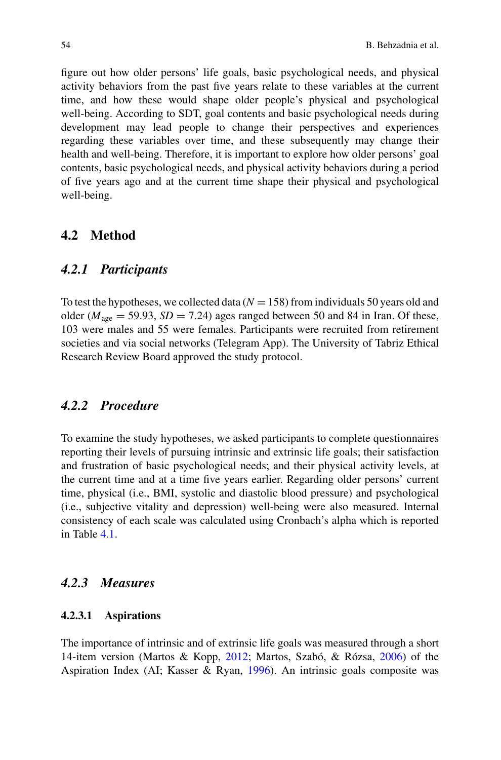figure out how older persons' life goals, basic psychological needs, and physical activity behaviors from the past five years relate to these variables at the current time, and how these would shape older people's physical and psychological well-being. According to SDT, goal contents and basic psychological needs during development may lead people to change their perspectives and experiences regarding these variables over time, and these subsequently may change their health and well-being. Therefore, it is important to explore how older persons' goal contents, basic psychological needs, and physical activity behaviors during a period of five years ago and at the current time shape their physical and psychological well-being.

## 4.2 Method

### *4.2.1 Participants*

To test the hypotheses, we collected data ($N = 158$) from individuals 50 years old and older ($M_{\text{age}} = 59.93$, $SD = 7.24$) ages ranged between 50 and 84 in Iran. Of these, 103 were males and 55 were females. Participants were recruited from retirement societies and via social networks (Telegram App). The University of Tabriz Ethical Research Review Board approved the study protocol.

### *4.2.2 Procedure*

To examine the study hypotheses, we asked participants to complete questionnaires reporting their levels of pursuing intrinsic and extrinsic life goals; their satisfaction and frustration of basic psychological needs; and their physical activity levels, at the current time and at a time five years earlier. Regarding older persons' current time, physical (i.e., BMI, systolic and diastolic blood pressure) and psychological (i.e., subjective vitality and depression) well-being were also measured. Internal consistency of each scale was calculated using Cronbach's alpha which is reported in Table 4.1.

### *4.2.3 Measures*

#### 4.2.3.1 Aspirations

The importance of intrinsic and of extrinsic life goals was measured through a short 14-item version (Martos & Kopp, 2012; Martos, Szabó, & Rózsa, 2006) of the Aspiration Index (AI; Kasser & Ryan, 1996). An intrinsic goals composite was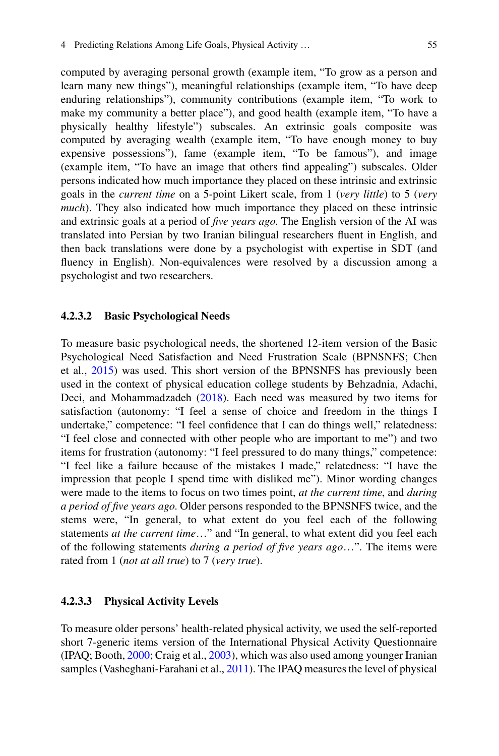computed by averaging personal growth (example item, “To grow as a person and learn many new things”), meaningful relationships (example item, “To have deep enduring relationships”), community contributions (example item, “To work to make my community a better place”), and good health (example item, “To have a physically healthy lifestyle”) subscales. An extrinsic goals composite was computed by averaging wealth (example item, “To have enough money to buy expensive possessions”), fame (example item, “To be famous”), and image (example item, “To have an image that others find appealing”) subscales. Older persons indicated how much importance they placed on these intrinsic and extrinsic goals in the *current time* on a 5-point Likert scale, from 1 (*very little*) to 5 (*very much*). They also indicated how much importance they placed on these intrinsic and extrinsic goals at a period of *five years ago.* The English version of the AI was translated into Persian by two Iranian bilingual researchers fluent in English, and then back translations were done by a psychologist with expertise in SDT (and fluency in English). Non-equivalences were resolved by a discussion among a psychologist and two researchers.

#### 4.2.3.2 Basic Psychological Needs

To measure basic psychological needs, the shortened 12-item version of the Basic Psychological Need Satisfaction and Need Frustration Scale (BPNSNFS; Chen et al., 2015) was used. This short version of the BPNSNFS has previously been used in the context of physical education college students by Behzadnia, Adachi, Deci, and Mohammadzadeh (2018). Each need was measured by two items for satisfaction (autonomy: “I feel a sense of choice and freedom in the things I undertake,” competence: “I feel confidence that I can do things well,” relatedness: “I feel close and connected with other people who are important to me”) and two items for frustration (autonomy: “I feel pressured to do many things,” competence: “I feel like a failure because of the mistakes I made,” relatedness: “I have the impression that people I spend time with disliked me”). Minor wording changes were made to the items to focus on two times point, *at the current time*, and *during a period of five years ago*. Older persons responded to the BPNSNFS twice, and the stems were, “In general, to what extent do you feel each of the following statements *at the current time*…” and “In general, to what extent did you feel each of the following statements *during a period of five years ago*…”. The items were rated from 1 (*not at all true*) to 7 (*very true*).

#### 4.2.3.3 Physical Activity Levels

To measure older persons’ health-related physical activity, we used the self-reported short 7-generic items version of the International Physical Activity Questionnaire (IPAQ; Booth, 2000; Craig et al., 2003), which was also used among younger Iranian samples (Vasheghani-Farahani et al., 2011). The IPAQ measures the level of physical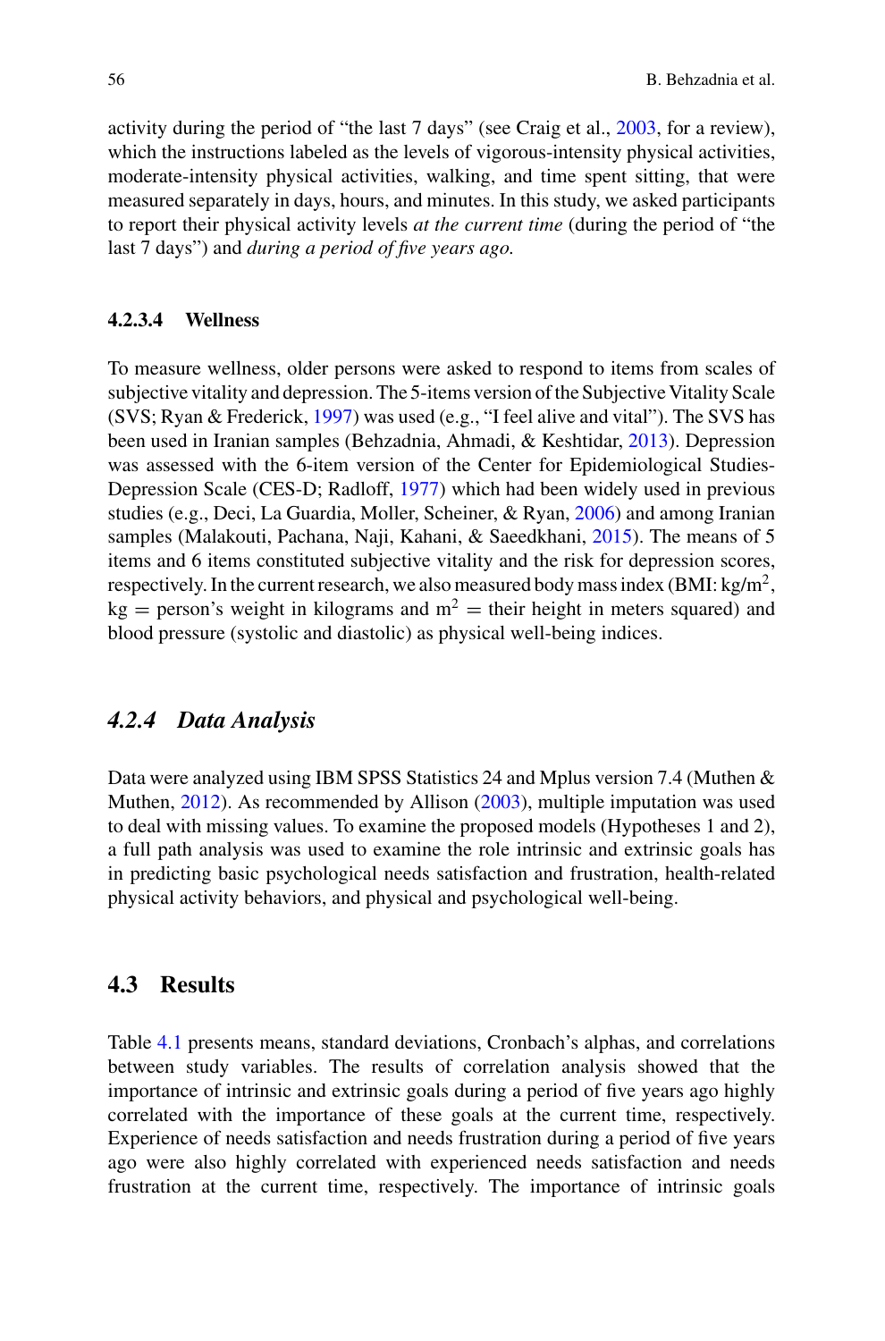activity during the period of "the last 7 days" (see Craig et al., 2003, for a review), which the instructions labeled as the levels of vigorous-intensity physical activities, moderate-intensity physical activities, walking, and time spent sitting, that were measured separately in days, hours, and minutes. In this study, we asked participants to report their physical activity levels *at the current time* (during the period of "the last 7 days") and *during a period of five years ago.*

#### 4.2.3.4 Wellness

To measure wellness, older persons were asked to respond to items from scales of subjective vitality and depression. The 5-items version of the Subjective Vitality Scale (SVS; Ryan & Frederick, 1997) was used (e.g., "I feel alive and vital"). The SVS has been used in Iranian samples (Behzadnia, Ahmadi, & Keshtidar, 2013). Depression was assessed with the 6-item version of the Center for Epidemiological Studies-Depression Scale (CES-D; Radloff, 1977) which had been widely used in previous studies (e.g., Deci, La Guardia, Moller, Scheiner, & Ryan, 2006) and among Iranian samples (Malakouti, Pachana, Naji, Kahani, & Saeedkhani, 2015). The means of 5 items and 6 items constituted subjective vitality and the risk for depression scores, respectively. In the current research, we also measured body mass index (BMI: $kg/m^2$, $kg$ = person's weight in kilograms and $m^2$ = their height in meters squared) and blood pressure (systolic and diastolic) as physical well-being indices.

### *4.2.4 Data Analysis*

Data were analyzed using IBM SPSS Statistics 24 and Mplus version 7.4 (Muthen & Muthen, 2012). As recommended by Allison (2003), multiple imputation was used to deal with missing values. To examine the proposed models (Hypotheses 1 and 2), a full path analysis was used to examine the role intrinsic and extrinsic goals has in predicting basic psychological needs satisfaction and frustration, health-related physical activity behaviors, and physical and psychological well-being.

## 4.3 Results

Table 4.1 presents means, standard deviations, Cronbach's alphas, and correlations between study variables. The results of correlation analysis showed that the importance of intrinsic and extrinsic goals during a period of five years ago highly correlated with the importance of these goals at the current time, respectively. Experience of needs satisfaction and needs frustration during a period of five years ago were also highly correlated with experienced needs satisfaction and needs frustration at the current time, respectively. The importance of intrinsic goals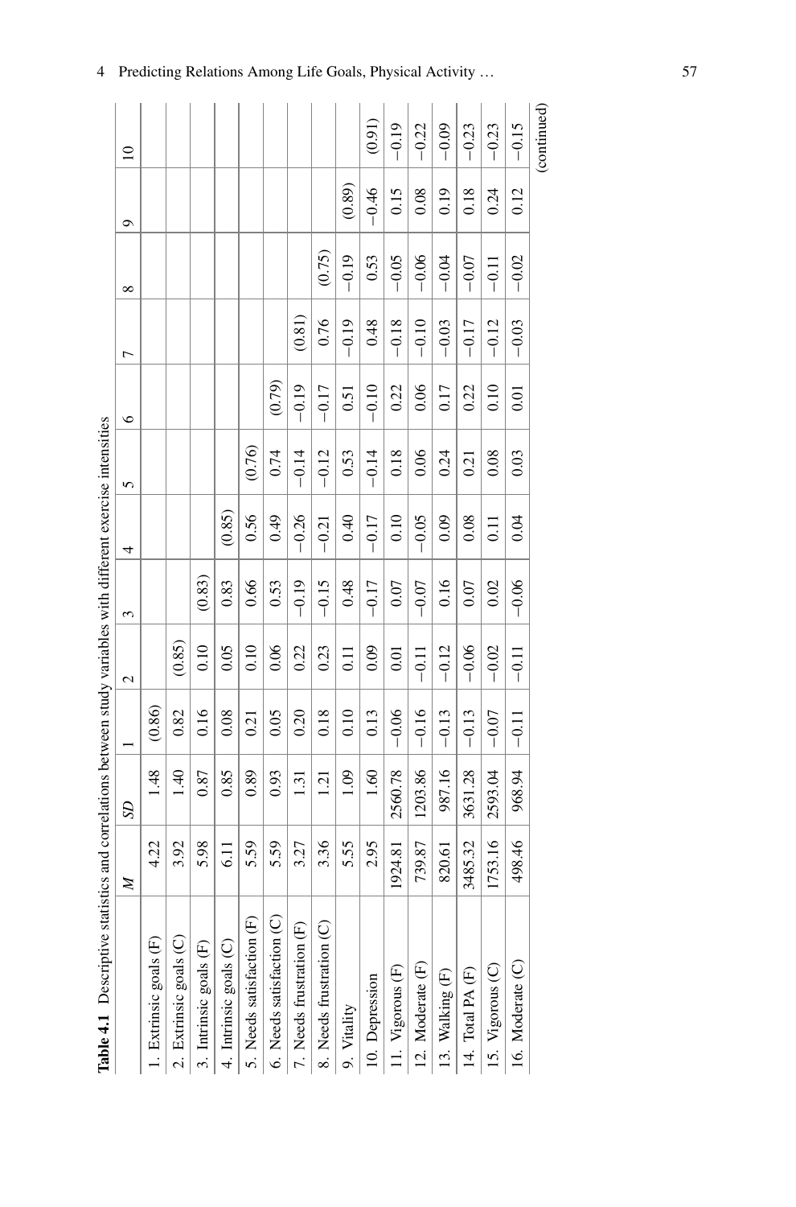**Table 4.1** Descriptive statistics and correlations between study variables with different exercise intensities

| | *M* | *SD* | 1 | 2 | 3 | 4 | 5 | 6 | 7 | 8 | 9 | 10 |
|---|---|---|---|---|---|---|---|---|---|---|---|---|
| 1. Extrinsic goals (F) | 4.22 | 1.48 | (0.86) | | | | | | | | | |
| 2. Extrinsic goals (C) | 3.92 | 1.40 | 0.82 | (0.85) | | | | | | | | |
| 3. Intrinsic goals (F) | 5.98 | 0.87 | 0.16 | 0.10 | (0.83) | | | | | | | |
| 4. Intrinsic goals (C) | 6.11 | 0.85 | 0.08 | 0.05 | 0.83 | (0.85) | | | | | | |
| 5. Needs satisfaction (F) | 5.59 | 0.89 | 0.21 | 0.10 | 0.66 | 0.56 | (0.76) | | | | | |
| 6. Needs satisfaction (C) | 5.59 | 0.93 | 0.05 | 0.06 | 0.53 | 0.49 | 0.74 | (0.79) | | | | |
| 7. Needs frustration (F) | 3.27 | 1.31 | 0.20 | 0.22 | −0.19 | −0.26 | −0.14 | −0.19 | (0.81) | | | |
| 8. Needs frustration (C) | 3.36 | 1.21 | 0.18 | 0.23 | −0.15 | −0.21 | −0.12 | −0.17 | 0.76 | (0.75) | | |
| 9. Vitality | 5.55 | 1.09 | 0.10 | 0.11 | 0.48 | 0.40 | 0.53 | 0.51 | −0.19 | −0.19 | (0.89) | |
| 10. Depression | 2.95 | 1.60 | 0.13 | 0.09 | −0.17 | −0.17 | −0.14 | −0.10 | 0.48 | 0.53 | −0.46 | (0.91) |
| 11. Vigorous (F) | 1924.81 | 2560.78 | −0.06 | 0.01 | 0.07 | 0.10 | 0.18 | 0.22 | −0.18 | −0.05 | 0.15 | −0.19 |
| 12. Moderate (F) | 739.87 | 1203.86 | −0.16 | −0.11 | −0.07 | −0.05 | 0.06 | 0.06 | −0.10 | −0.06 | 0.08 | −0.22 |
| 13. Walking (F) | 820.61 | 987.16 | −0.13 | −0.12 | 0.16 | 0.09 | 0.24 | 0.17 | −0.03 | −0.04 | 0.19 | −0.09 |
| 14. Total PA (F) | 3485.32 | 3631.28 | −0.13 | −0.06 | 0.07 | 0.08 | 0.21 | 0.22 | −0.17 | −0.07 | 0.18 | −0.23 |
| 15. Vigorous (C) | 1753.16 | 2593.04 | −0.07 | −0.02 | 0.02 | 0.11 | 0.08 | 0.10 | −0.12 | −0.11 | 0.24 | −0.23 |
| 16. Moderate (C) | 498.46 | 968.94 | −0.11 | −0.11 | −0.06 | 0.04 | 0.03 | 0.01 | −0.03 | −0.02 | 0.12 | −0.15 |

(continued)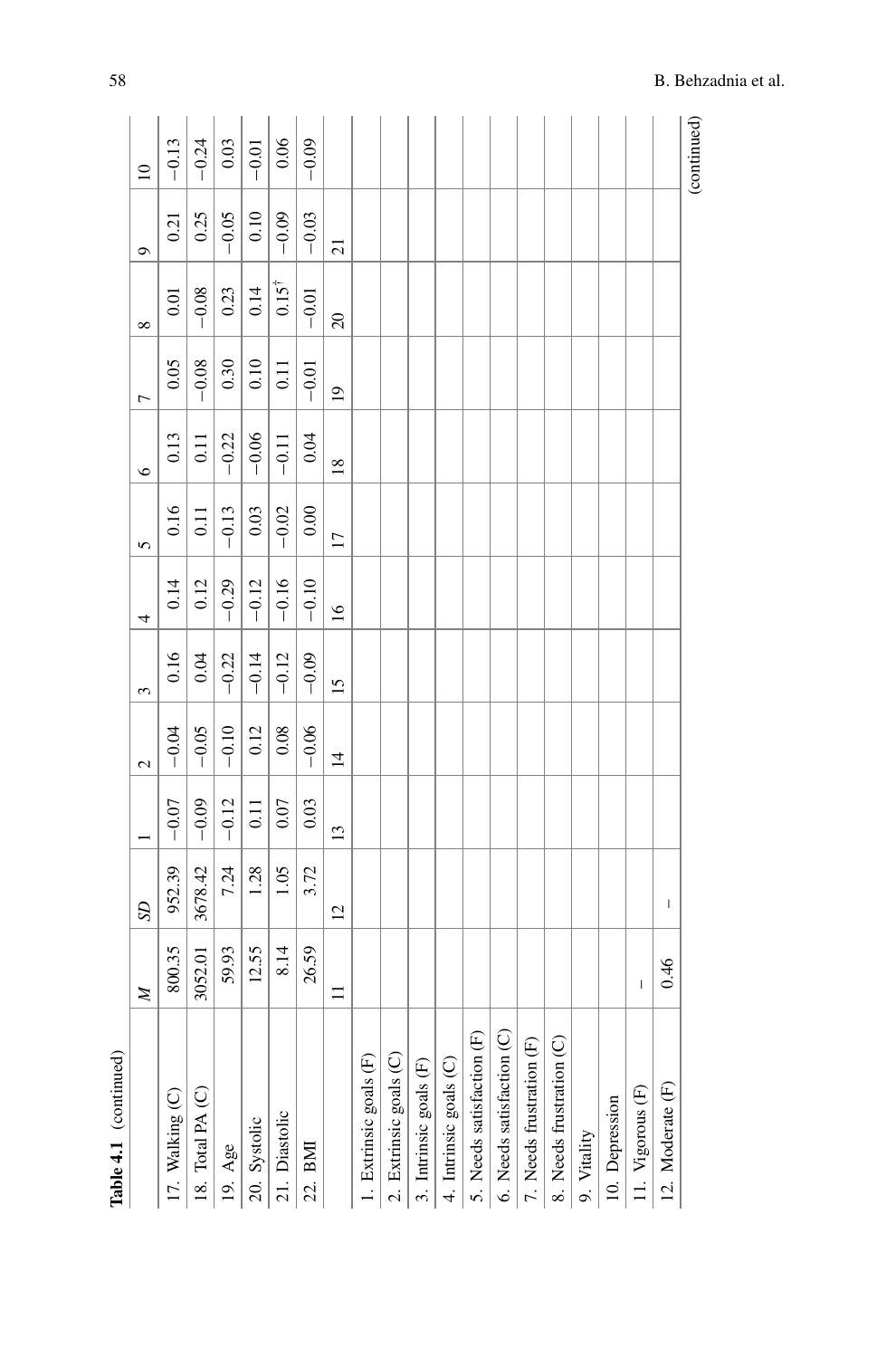Table 4.1 (continued)

|  | *M* | *SD* | 1 | 2 | 3 | 4 | 5 | 6 | 7 | 8 | 9 | 10 |
|---|---|---|---|---|---|---|---|---|---|---|---|---|
| 17. Walking (C) | 800.35 | 952.39 | −0.07 | −0.04 | 0.16 | 0.14 | 0.16 | 0.13 | 0.05 | 0.01 | 0.21 | −0.13 |
| 18. Total PA (C) | 3052.01 | 3678.42 | −0.09 | −0.05 | 0.04 | 0.12 | 0.11 | 0.11 | −0.08 | −0.08 | 0.25 | −0.24 |
| 19. Age | 59.93 | 7.24 | −0.12 | −0.10 | −0.22 | −0.29 | −0.13 | −0.22 | 0.30 | 0.23 | −0.05 | 0.03 |
| 20. Systolic | 12.55 | 1.28 | 0.11 | 0.12 | −0.14 | −0.12 | 0.03 | −0.06 | 0.10 | 0.14 | 0.10 | −0.01 |
| 21. Diastolic | 8.14 | 1.05 | 0.07 | 0.08 | −0.12 | −0.16 | −0.02 | −0.11 | 0.11 | 0.15[†] | −0.09 | 0.06 |
| 22. BMI | 26.59 | 3.72 | 0.03 | −0.06 | −0.09 | −0.10 | 0.00 | 0.04 | −0.01 | −0.01 | −0.03 | −0.09 |
|  | 11 | 12 | 13 | 14 | 15 | 16 | 17 | 18 | 19 | 20 | 21 |  |
| 1. Extrinsic goals (F) |  |  |  |  |  |  |  |  |  |  |  |  |
| 2. Extrinsic goals (C) |  |  |  |  |  |  |  |  |  |  |  |  |
| 3. Intrinsic goals (F) |  |  |  |  |  |  |  |  |  |  |  |  |
| 4. Intrinsic goals (C) |  |  |  |  |  |  |  |  |  |  |  |  |
| 5. Needs satisfaction (F) |  |  |  |  |  |  |  |  |  |  |  |  |
| 6. Needs satisfaction (C) |  |  |  |  |  |  |  |  |  |  |  |  |
| 7. Needs frustration (F) |  |  |  |  |  |  |  |  |  |  |  |  |
| 8. Needs frustration (C) |  |  |  |  |  |  |  |  |  |  |  |  |
| 9. Vitality |  |  |  |  |  |  |  |  |  |  |  |  |
| 10. Depression |  |  |  |  |  |  |  |  |  |  |  |  |
| 11. Vigorous (F) | – |  |  |  |  |  |  |  |  |  |  |  |
| 12. Moderate (F) | 0.46 | – |  |  |  |  |  |  |  |  |  |  |

(continued)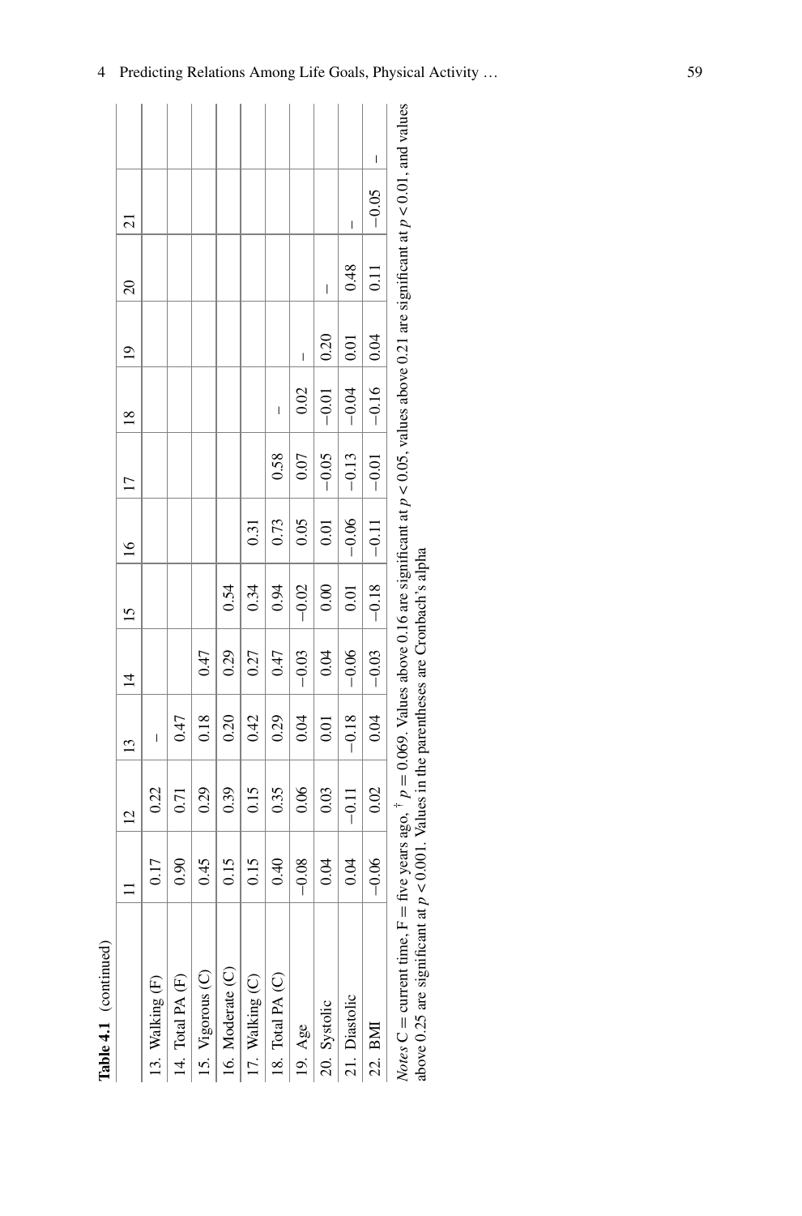**Table 4.1** (continued)

| | 11 | 12 | 13 | 14 | 15 | 16 | 17 | 18 | 19 | 20 | 21 | |
|---|---|---|---|---|---|---|---|---|---|---|---|---|
| 13. Walking (F) | 0.17 | 0.22 | – | | | | | | | | | |
| 14. Total PA (F) | 0.90 | 0.71 | 0.47 | | | | | | | | | |
| 15. Vigorous (C) | 0.45 | 0.29 | 0.18 | 0.47 | | | | | | | | |
| 16. Moderate (C) | 0.15 | 0.39 | 0.20 | 0.29 | 0.54 | | | | | | | |
| 17. Walking (C) | 0.15 | 0.15 | 0.42 | 0.27 | 0.34 | 0.31 | | | | | | |
| 18. Total PA (C) | 0.40 | 0.35 | 0.29 | 0.47 | 0.94 | 0.73 | 0.58 | – | | | | |
| 19. Age | −0.08 | 0.06 | 0.04 | −0.03 | −0.02 | 0.05 | 0.07 | 0.02 | – | | | |
| 20. Systolic | 0.04 | 0.03 | 0.01 | 0.04 | 0.00 | 0.01 | −0.05 | −0.01 | 0.20 | – | | |
| 21. Diastolic | 0.04 | −0.11 | −0.18 | −0.06 | 0.01 | −0.06 | −0.13 | −0.04 | 0.01 | 0.48 | – | |
| 22. BMI | −0.06 | 0.02 | 0.04 | −0.03 | −0.18 | −0.11 | −0.01 | −0.16 | 0.04 | 0.11 | −0.05 | – |

*Notes* C = current time, F = five years ago, $^{\dagger}$ $p = 0.069$. Values above 0.16 are significant at $p < 0.05$, values above 0.21 are significant at $p < 0.01$, and values above 0.25 are significant at $p < 0.001$. Values in the parentheses are Cronbach's alpha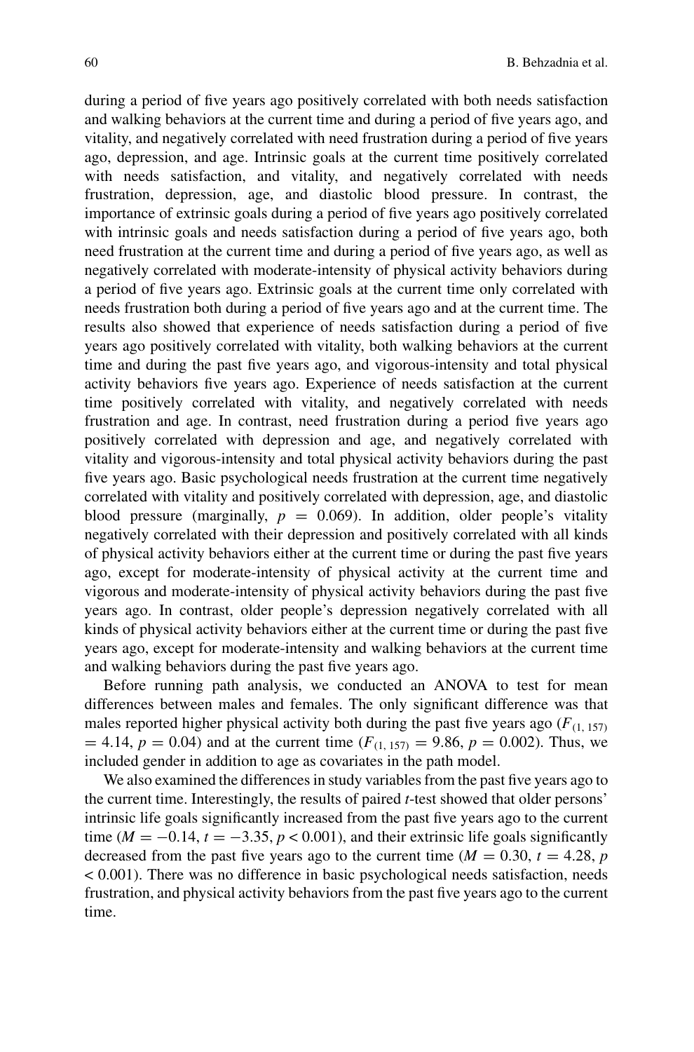during a period of five years ago positively correlated with both needs satisfaction and walking behaviors at the current time and during a period of five years ago, and vitality, and negatively correlated with need frustration during a period of five years ago, depression, and age. Intrinsic goals at the current time positively correlated with needs satisfaction, and vitality, and negatively correlated with needs frustration, depression, age, and diastolic blood pressure. In contrast, the importance of extrinsic goals during a period of five years ago positively correlated with intrinsic goals and needs satisfaction during a period of five years ago, both need frustration at the current time and during a period of five years ago, as well as negatively correlated with moderate-intensity of physical activity behaviors during a period of five years ago. Extrinsic goals at the current time only correlated with needs frustration both during a period of five years ago and at the current time. The results also showed that experience of needs satisfaction during a period of five years ago positively correlated with vitality, both walking behaviors at the current time and during the past five years ago, and vigorous-intensity and total physical activity behaviors five years ago. Experience of needs satisfaction at the current time positively correlated with vitality, and negatively correlated with needs frustration and age. In contrast, need frustration during a period five years ago positively correlated with depression and age, and negatively correlated with vitality and vigorous-intensity and total physical activity behaviors during the past five years ago. Basic psychological needs frustration at the current time negatively correlated with vitality and positively correlated with depression, age, and diastolic blood pressure (marginally, $p = 0.069$). In addition, older people's vitality negatively correlated with their depression and positively correlated with all kinds of physical activity behaviors either at the current time or during the past five years ago, except for moderate-intensity of physical activity at the current time and vigorous and moderate-intensity of physical activity behaviors during the past five years ago. In contrast, older people's depression negatively correlated with all kinds of physical activity behaviors either at the current time or during the past five years ago, except for moderate-intensity and walking behaviors at the current time and walking behaviors during the past five years ago.

Before running path analysis, we conducted an ANOVA to test for mean differences between males and females. The only significant difference was that males reported higher physical activity both during the past five years ago ($F_{(1, 157)} = 4.14$, $p = 0.04$) and at the current time ($F_{(1, 157)} = 9.86$, $p = 0.002$). Thus, we included gender in addition to age as covariates in the path model.

We also examined the differences in study variables from the past five years ago to the current time. Interestingly, the results of paired *t*-test showed that older persons' intrinsic life goals significantly increased from the past five years ago to the current time ($M = -0.14$, $t = -3.35$, $p < 0.001$), and their extrinsic life goals significantly decreased from the past five years ago to the current time ($M = 0.30$, $t = 4.28$, $p < 0.001$). There was no difference in basic psychological needs satisfaction, needs frustration, and physical activity behaviors from the past five years ago to the current time.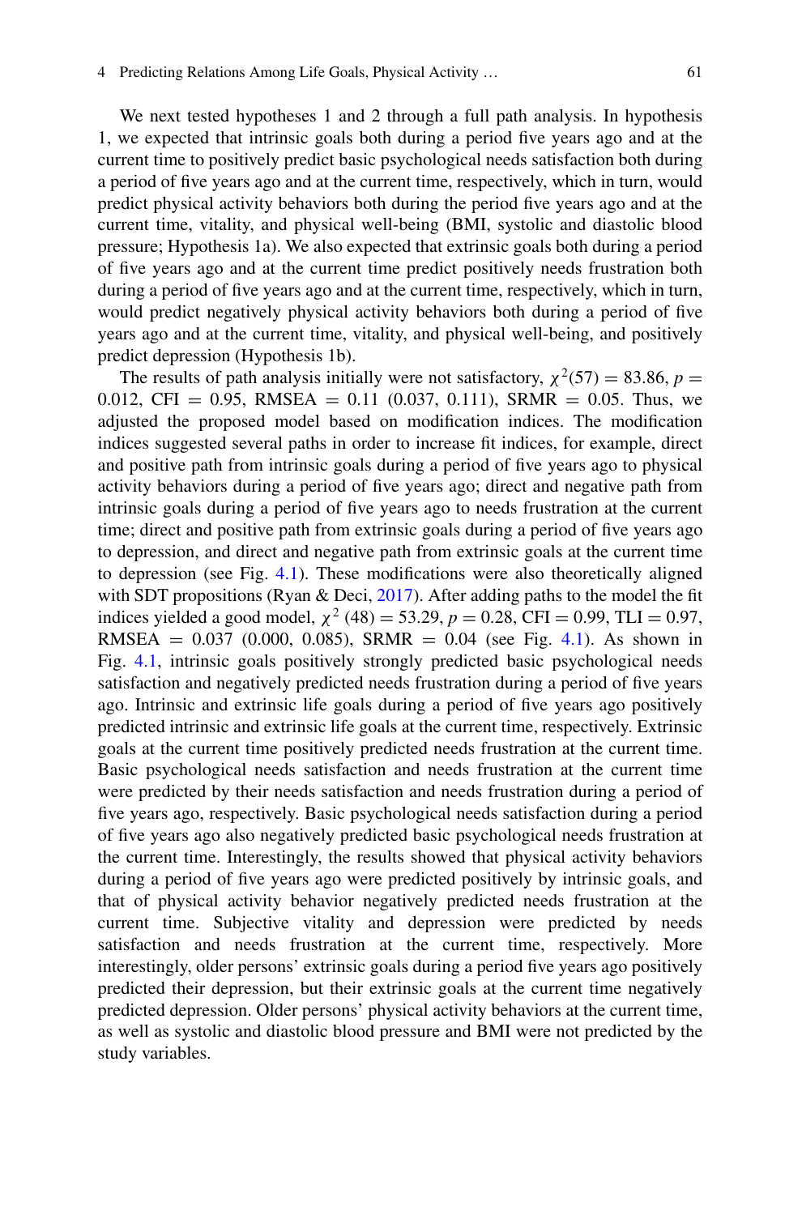We next tested hypotheses 1 and 2 through a full path analysis. In hypothesis 1, we expected that intrinsic goals both during a period five years ago and at the current time to positively predict basic psychological needs satisfaction both during a period of five years ago and at the current time, respectively, which in turn, would predict physical activity behaviors both during the period five years ago and at the current time, vitality, and physical well-being (BMI, systolic and diastolic blood pressure; Hypothesis 1a). We also expected that extrinsic goals both during a period of five years ago and at the current time predict positively needs frustration both during a period of five years ago and at the current time, respectively, which in turn, would predict negatively physical activity behaviors both during a period of five years ago and at the current time, vitality, and physical well-being, and positively predict depression (Hypothesis 1b).

The results of path analysis initially were not satisfactory, $\chi^2(57) = 83.86$, $p = 0.012$, CFI = 0.95, RMSEA = 0.11 (0.037, 0.111), SRMR = 0.05. Thus, we adjusted the proposed model based on modification indices. The modification indices suggested several paths in order to increase fit indices, for example, direct and positive path from intrinsic goals during a period of five years ago to physical activity behaviors during a period of five years ago; direct and negative path from intrinsic goals during a period of five years ago to needs frustration at the current time; direct and positive path from extrinsic goals during a period of five years ago to depression, and direct and negative path from extrinsic goals at the current time to depression (see Fig. 4.1). These modifications were also theoretically aligned with SDT propositions (Ryan & Deci, 2017). After adding paths to the model the fit indices yielded a good model, $\chi^2$ (48) = 53.29, $p = 0.28$, CFI = 0.99, TLI = 0.97, RMSEA = 0.037 (0.000, 0.085), SRMR = 0.04 (see Fig. 4.1). As shown in Fig. 4.1, intrinsic goals positively strongly predicted basic psychological needs satisfaction and negatively predicted needs frustration during a period of five years ago. Intrinsic and extrinsic life goals during a period of five years ago positively predicted intrinsic and extrinsic life goals at the current time, respectively. Extrinsic goals at the current time positively predicted needs frustration at the current time. Basic psychological needs satisfaction and needs frustration at the current time were predicted by their needs satisfaction and needs frustration during a period of five years ago, respectively. Basic psychological needs satisfaction during a period of five years ago also negatively predicted basic psychological needs frustration at the current time. Interestingly, the results showed that physical activity behaviors during a period of five years ago were predicted positively by intrinsic goals, and that of physical activity behavior negatively predicted needs frustration at the current time. Subjective vitality and depression were predicted by needs satisfaction and needs frustration at the current time, respectively. More interestingly, older persons' extrinsic goals during a period five years ago positively predicted their depression, but their extrinsic goals at the current time negatively predicted depression. Older persons' physical activity behaviors at the current time, as well as systolic and diastolic blood pressure and BMI were not predicted by the study variables.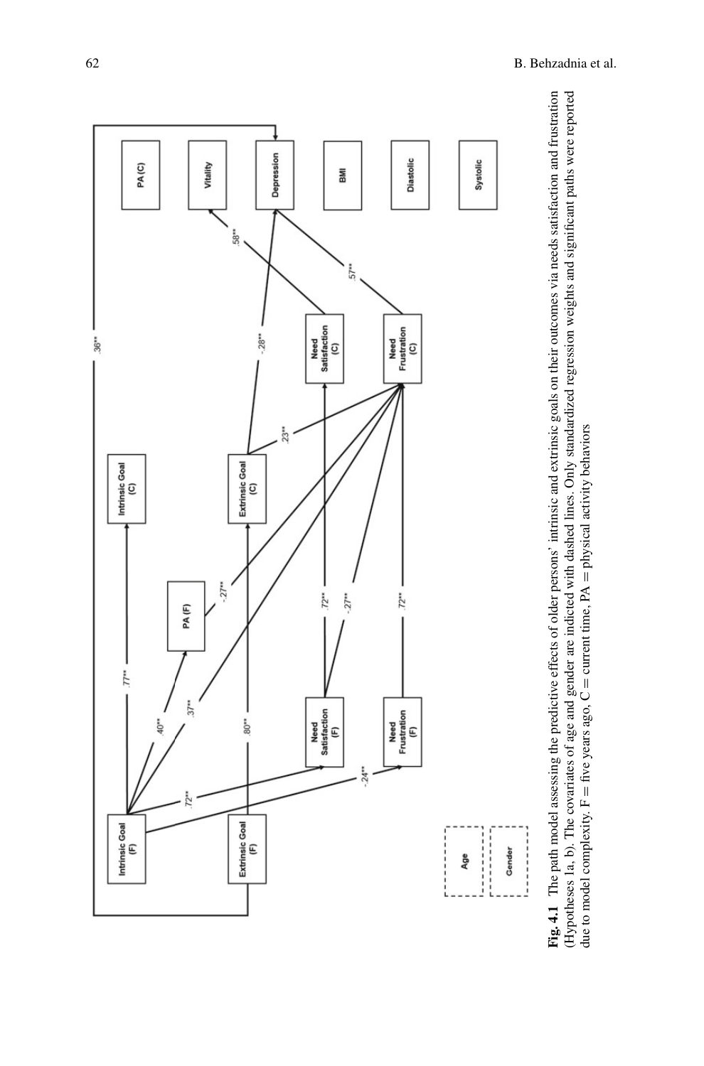**Fig. 4.1** The path model assessing the predictive effects of older persons' intrinsic and extrinsic goals on their outcomes via needs satisfaction and frustration (Hypotheses 1a, b). The covariates of age and gender are indicted with dashed lines. Only standardized regression weights and significant paths were reported due to model complexity. F = five years ago, C = current time, PA = physical activity behaviors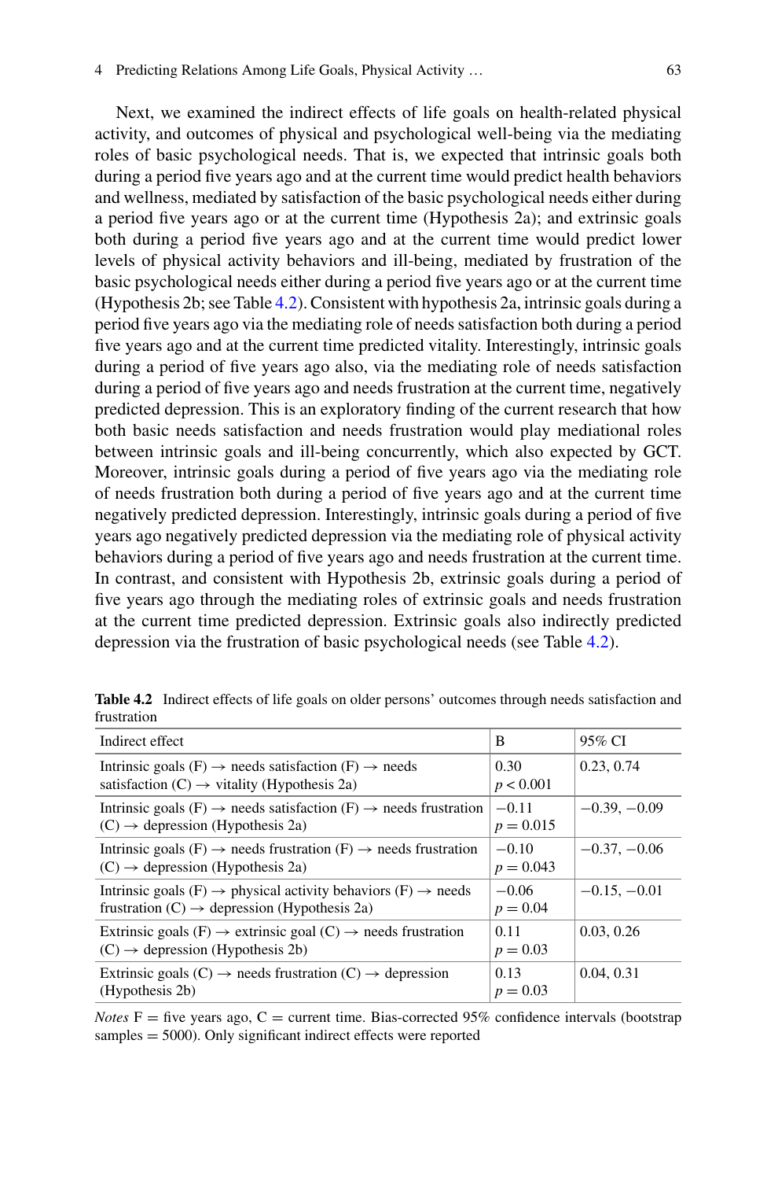Next, we examined the indirect effects of life goals on health-related physical activity, and outcomes of physical and psychological well-being via the mediating roles of basic psychological needs. That is, we expected that intrinsic goals both during a period five years ago and at the current time would predict health behaviors and wellness, mediated by satisfaction of the basic psychological needs either during a period five years ago or at the current time (Hypothesis 2a); and extrinsic goals both during a period five years ago and at the current time would predict lower levels of physical activity behaviors and ill-being, mediated by frustration of the basic psychological needs either during a period five years ago or at the current time (Hypothesis 2b; see Table 4.2). Consistent with hypothesis 2a, intrinsic goals during a period five years ago via the mediating role of needs satisfaction both during a period five years ago and at the current time predicted vitality. Interestingly, intrinsic goals during a period of five years ago also, via the mediating role of needs satisfaction during a period of five years ago and needs frustration at the current time, negatively predicted depression. This is an exploratory finding of the current research that how both basic needs satisfaction and needs frustration would play mediational roles between intrinsic goals and ill-being concurrently, which also expected by GCT. Moreover, intrinsic goals during a period of five years ago via the mediating role of needs frustration both during a period of five years ago and at the current time negatively predicted depression. Interestingly, intrinsic goals during a period of five years ago negatively predicted depression via the mediating role of physical activity behaviors during a period of five years ago and needs frustration at the current time. In contrast, and consistent with Hypothesis 2b, extrinsic goals during a period of five years ago through the mediating roles of extrinsic goals and needs frustration at the current time predicted depression. Extrinsic goals also indirectly predicted depression via the frustration of basic psychological needs (see Table 4.2).

**Table 4.2** Indirect effects of life goals on older persons' outcomes through needs satisfaction and frustration

| Indirect effect | B | 95% CI |
|---|---|---|
| Intrinsic goals (F) → needs satisfaction (F) → needs satisfaction (C) → vitality (Hypothesis 2a) | 0.30 $p < 0.001$ | 0.23, 0.74 |
| Intrinsic goals (F) → needs satisfaction (F) → needs frustration (C) → depression (Hypothesis 2a) | −0.11 $p = 0.015$ | −0.39, −0.09 |
| Intrinsic goals (F) → needs frustration (F) → needs frustration (C) → depression (Hypothesis 2a) | −0.10 $p = 0.043$ | −0.37, −0.06 |
| Intrinsic goals (F) → physical activity behaviors (F) → needs frustration (C) → depression (Hypothesis 2a) | −0.06 $p = 0.04$ | −0.15, −0.01 |
| Extrinsic goals (F) → extrinsic goal (C) → needs frustration (C) → depression (Hypothesis 2b) | 0.11 $p = 0.03$ | 0.03, 0.26 |
| Extrinsic goals (C) → needs frustration (C) → depression (Hypothesis 2b) | 0.13 $p = 0.03$ | 0.04, 0.31 |

*Notes* F = five years ago, C = current time. Bias-corrected 95% confidence intervals (bootstrap samples = 5000). Only significant indirect effects were reported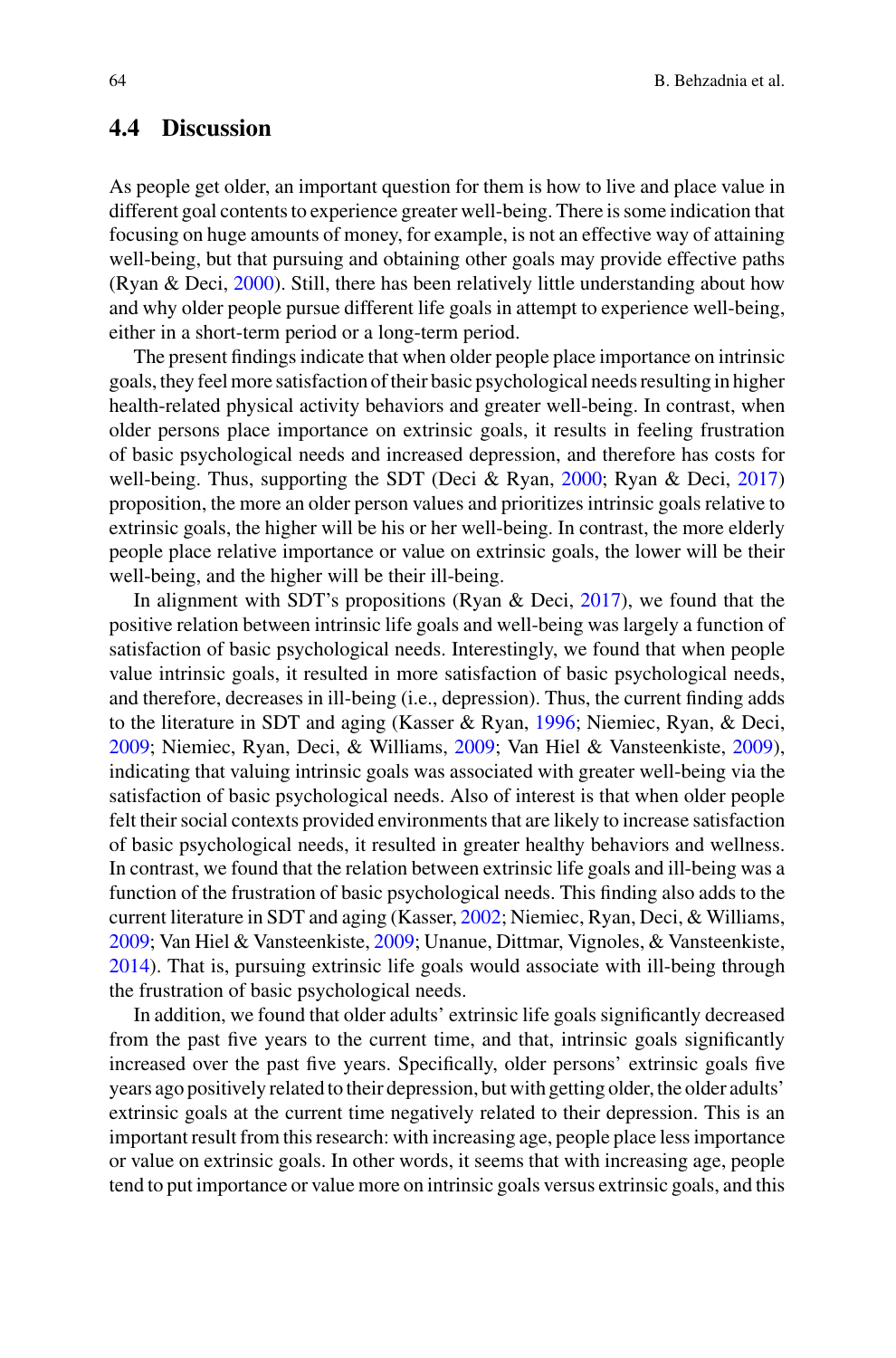## 4.4 Discussion

As people get older, an important question for them is how to live and place value in different goal contents to experience greater well-being. There is some indication that focusing on huge amounts of money, for example, is not an effective way of attaining well-being, but that pursuing and obtaining other goals may provide effective paths (Ryan & Deci, 2000). Still, there has been relatively little understanding about how and why older people pursue different life goals in attempt to experience well-being, either in a short-term period or a long-term period.

The present findings indicate that when older people place importance on intrinsic goals, they feel more satisfaction of their basic psychological needs resulting in higher health-related physical activity behaviors and greater well-being. In contrast, when older persons place importance on extrinsic goals, it results in feeling frustration of basic psychological needs and increased depression, and therefore has costs for well-being. Thus, supporting the SDT (Deci & Ryan, 2000; Ryan & Deci, 2017) proposition, the more an older person values and prioritizes intrinsic goals relative to extrinsic goals, the higher will be his or her well-being. In contrast, the more elderly people place relative importance or value on extrinsic goals, the lower will be their well-being, and the higher will be their ill-being.

In alignment with SDT's propositions (Ryan & Deci, 2017), we found that the positive relation between intrinsic life goals and well-being was largely a function of satisfaction of basic psychological needs. Interestingly, we found that when people value intrinsic goals, it resulted in more satisfaction of basic psychological needs, and therefore, decreases in ill-being (i.e., depression). Thus, the current finding adds to the literature in SDT and aging (Kasser & Ryan, 1996; Niemiec, Ryan, & Deci, 2009; Niemiec, Ryan, Deci, & Williams, 2009; Van Hiel & Vansteenkiste, 2009), indicating that valuing intrinsic goals was associated with greater well-being via the satisfaction of basic psychological needs. Also of interest is that when older people felt their social contexts provided environments that are likely to increase satisfaction of basic psychological needs, it resulted in greater healthy behaviors and wellness. In contrast, we found that the relation between extrinsic life goals and ill-being was a function of the frustration of basic psychological needs. This finding also adds to the current literature in SDT and aging (Kasser, 2002; Niemiec, Ryan, Deci, & Williams, 2009; Van Hiel & Vansteenkiste, 2009; Unanue, Dittmar, Vignoles, & Vansteenkiste, 2014). That is, pursuing extrinsic life goals would associate with ill-being through the frustration of basic psychological needs.

In addition, we found that older adults' extrinsic life goals significantly decreased from the past five years to the current time, and that, intrinsic goals significantly increased over the past five years. Specifically, older persons' extrinsic goals five years ago positively related to their depression, but with getting older, the older adults' extrinsic goals at the current time negatively related to their depression. This is an important result from this research: with increasing age, people place less importance or value on extrinsic goals. In other words, it seems that with increasing age, people tend to put importance or value more on intrinsic goals versus extrinsic goals, and this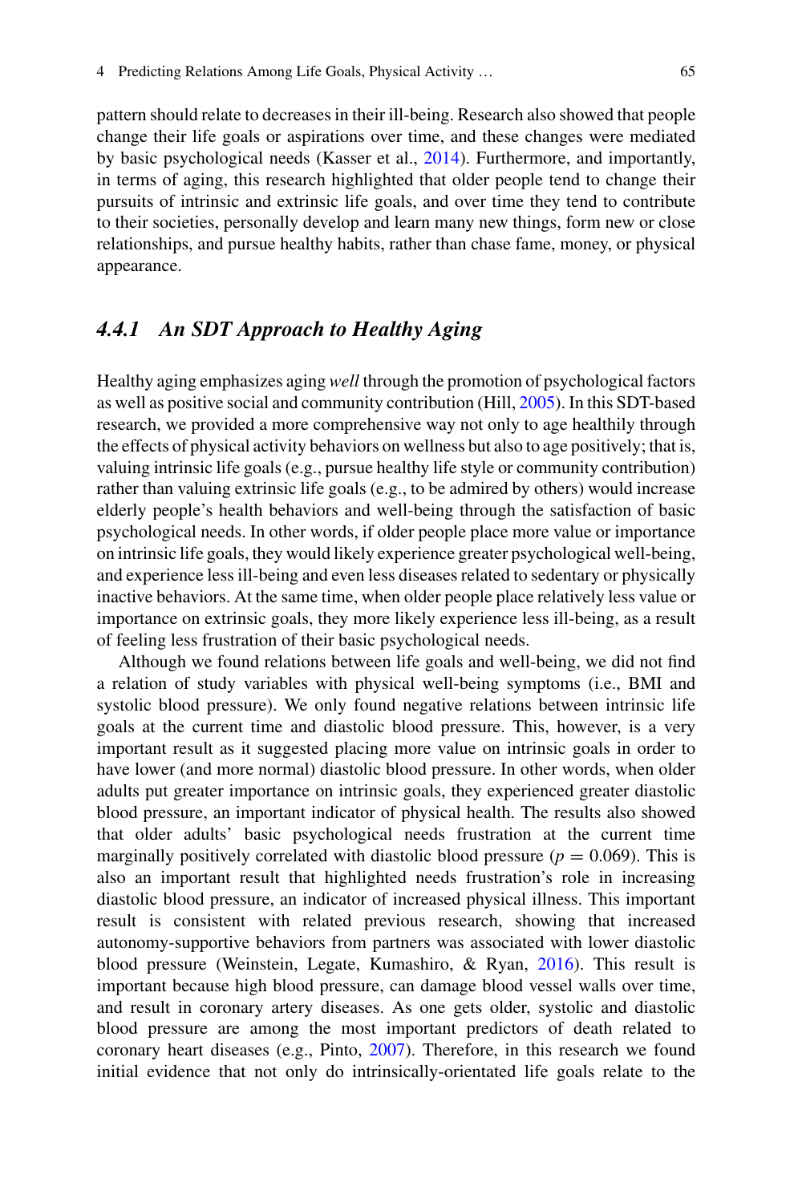pattern should relate to decreases in their ill-being. Research also showed that people change their life goals or aspirations over time, and these changes were mediated by basic psychological needs (Kasser et al., 2014). Furthermore, and importantly, in terms of aging, this research highlighted that older people tend to change their pursuits of intrinsic and extrinsic life goals, and over time they tend to contribute to their societies, personally develop and learn many new things, form new or close relationships, and pursue healthy habits, rather than chase fame, money, or physical appearance.

### *4.4.1 An SDT Approach to Healthy Aging*

Healthy aging emphasizes aging *well* through the promotion of psychological factors as well as positive social and community contribution (Hill, 2005). In this SDT-based research, we provided a more comprehensive way not only to age healthily through the effects of physical activity behaviors on wellness but also to age positively; that is, valuing intrinsic life goals (e.g., pursue healthy life style or community contribution) rather than valuing extrinsic life goals (e.g., to be admired by others) would increase elderly people's health behaviors and well-being through the satisfaction of basic psychological needs. In other words, if older people place more value or importance on intrinsic life goals, they would likely experience greater psychological well-being, and experience less ill-being and even less diseases related to sedentary or physically inactive behaviors. At the same time, when older people place relatively less value or importance on extrinsic goals, they more likely experience less ill-being, as a result of feeling less frustration of their basic psychological needs.

Although we found relations between life goals and well-being, we did not find a relation of study variables with physical well-being symptoms (i.e., BMI and systolic blood pressure). We only found negative relations between intrinsic life goals at the current time and diastolic blood pressure. This, however, is a very important result as it suggested placing more value on intrinsic goals in order to have lower (and more normal) diastolic blood pressure. In other words, when older adults put greater importance on intrinsic goals, they experienced greater diastolic blood pressure, an important indicator of physical health. The results also showed that older adults' basic psychological needs frustration at the current time marginally positively correlated with diastolic blood pressure ($p = 0.069$). This is also an important result that highlighted needs frustration's role in increasing diastolic blood pressure, an indicator of increased physical illness. This important result is consistent with related previous research, showing that increased autonomy-supportive behaviors from partners was associated with lower diastolic blood pressure (Weinstein, Legate, Kumashiro, & Ryan, 2016). This result is important because high blood pressure, can damage blood vessel walls over time, and result in coronary artery diseases. As one gets older, systolic and diastolic blood pressure are among the most important predictors of death related to coronary heart diseases (e.g., Pinto, 2007). Therefore, in this research we found initial evidence that not only do intrinsically-orientated life goals relate to the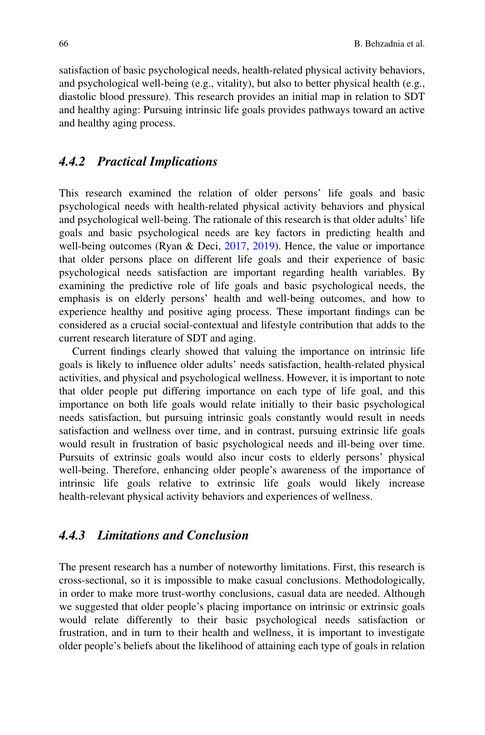satisfaction of basic psychological needs, health-related physical activity behaviors, and psychological well-being (e.g., vitality), but also to better physical health (e.g., diastolic blood pressure). This research provides an initial map in relation to SDT and healthy aging: Pursuing intrinsic life goals provides pathways toward an active and healthy aging process.

### 4.4.2 *Practical Implications*

This research examined the relation of older persons' life goals and basic psychological needs with health-related physical activity behaviors and physical and psychological well-being. The rationale of this research is that older adults' life goals and basic psychological needs are key factors in predicting health and well-being outcomes (Ryan & Deci, 2017, 2019). Hence, the value or importance that older persons place on different life goals and their experience of basic psychological needs satisfaction are important regarding health variables. By examining the predictive role of life goals and basic psychological needs, the emphasis is on elderly persons' health and well-being outcomes, and how to experience healthy and positive aging process. These important findings can be considered as a crucial social-contextual and lifestyle contribution that adds to the current research literature of SDT and aging.

Current findings clearly showed that valuing the importance on intrinsic life goals is likely to influence older adults' needs satisfaction, health-related physical activities, and physical and psychological wellness. However, it is important to note that older people put differing importance on each type of life goal, and this importance on both life goals would relate initially to their basic psychological needs satisfaction, but pursuing intrinsic goals constantly would result in needs satisfaction and wellness over time, and in contrast, pursuing extrinsic life goals would result in frustration of basic psychological needs and ill-being over time. Pursuits of extrinsic goals would also incur costs to elderly persons' physical well-being. Therefore, enhancing older people's awareness of the importance of intrinsic life goals relative to extrinsic life goals would likely increase health-relevant physical activity behaviors and experiences of wellness.

### 4.4.3 *Limitations and Conclusion*

The present research has a number of noteworthy limitations. First, this research is cross-sectional, so it is impossible to make casual conclusions. Methodologically, in order to make more trust-worthy conclusions, casual data are needed. Although we suggested that older people's placing importance on intrinsic or extrinsic goals would relate differently to their basic psychological needs satisfaction or frustration, and in turn to their health and wellness, it is important to investigate older people's beliefs about the likelihood of attaining each type of goals in relation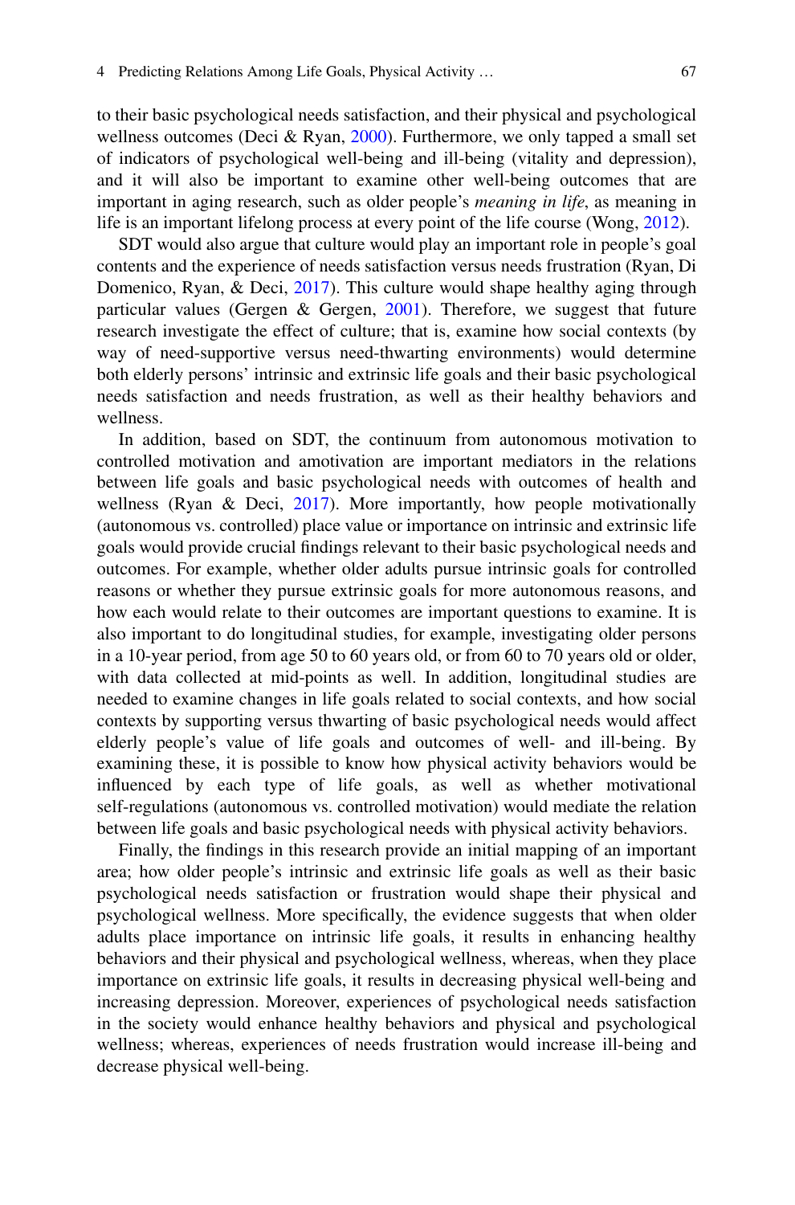to their basic psychological needs satisfaction, and their physical and psychological wellness outcomes (Deci & Ryan, 2000). Furthermore, we only tapped a small set of indicators of psychological well-being and ill-being (vitality and depression), and it will also be important to examine other well-being outcomes that are important in aging research, such as older people's *meaning in life*, as meaning in life is an important lifelong process at every point of the life course (Wong, 2012).

SDT would also argue that culture would play an important role in people's goal contents and the experience of needs satisfaction versus needs frustration (Ryan, Di Domenico, Ryan, & Deci, 2017). This culture would shape healthy aging through particular values (Gergen & Gergen, 2001). Therefore, we suggest that future research investigate the effect of culture; that is, examine how social contexts (by way of need-supportive versus need-thwarting environments) would determine both elderly persons' intrinsic and extrinsic life goals and their basic psychological needs satisfaction and needs frustration, as well as their healthy behaviors and wellness.

In addition, based on SDT, the continuum from autonomous motivation to controlled motivation and amotivation are important mediators in the relations between life goals and basic psychological needs with outcomes of health and wellness (Ryan & Deci, 2017). More importantly, how people motivationally (autonomous vs. controlled) place value or importance on intrinsic and extrinsic life goals would provide crucial findings relevant to their basic psychological needs and outcomes. For example, whether older adults pursue intrinsic goals for controlled reasons or whether they pursue extrinsic goals for more autonomous reasons, and how each would relate to their outcomes are important questions to examine. It is also important to do longitudinal studies, for example, investigating older persons in a 10-year period, from age 50 to 60 years old, or from 60 to 70 years old or older, with data collected at mid-points as well. In addition, longitudinal studies are needed to examine changes in life goals related to social contexts, and how social contexts by supporting versus thwarting of basic psychological needs would affect elderly people's value of life goals and outcomes of well- and ill-being. By examining these, it is possible to know how physical activity behaviors would be influenced by each type of life goals, as well as whether motivational self-regulations (autonomous vs. controlled motivation) would mediate the relation between life goals and basic psychological needs with physical activity behaviors.

Finally, the findings in this research provide an initial mapping of an important area; how older people's intrinsic and extrinsic life goals as well as their basic psychological needs satisfaction or frustration would shape their physical and psychological wellness. More specifically, the evidence suggests that when older adults place importance on intrinsic life goals, it results in enhancing healthy behaviors and their physical and psychological wellness, whereas, when they place importance on extrinsic life goals, it results in decreasing physical well-being and increasing depression. Moreover, experiences of psychological needs satisfaction in the society would enhance healthy behaviors and physical and psychological wellness; whereas, experiences of needs frustration would increase ill-being and decrease physical well-being.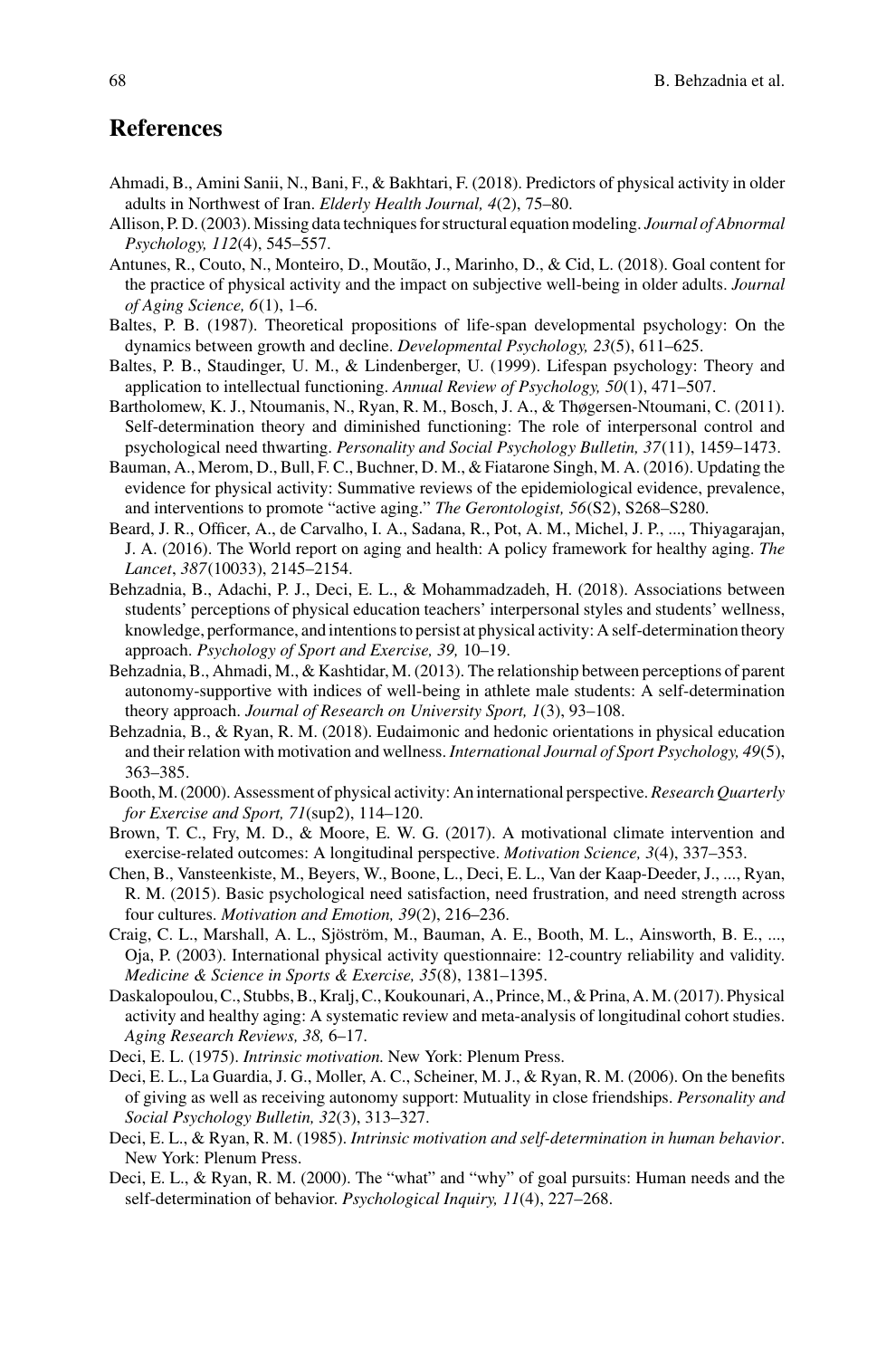## References

Ahmadi, B., Amini Sanii, N., Bani, F., & Bakhtari, F. (2018). Predictors of physical activity in older adults in Northwest of Iran. *Elderly Health Journal, 4*(2), 75–80.

Allison, P. D. (2003). Missing data techniques for structural equation modeling. *Journal of Abnormal Psychology, 112*(4), 545–557.

Antunes, R., Couto, N., Monteiro, D., Moutão, J., Marinho, D., & Cid, L. (2018). Goal content for the practice of physical activity and the impact on subjective well-being in older adults. *Journal of Aging Science, 6*(1), 1–6.

Baltes, P. B. (1987). Theoretical propositions of life-span developmental psychology: On the dynamics between growth and decline. *Developmental Psychology, 23*(5), 611–625.

Baltes, P. B., Staudinger, U. M., & Lindenberger, U. (1999). Lifespan psychology: Theory and application to intellectual functioning. *Annual Review of Psychology, 50*(1), 471–507.

Bartholomew, K. J., Ntoumanis, N., Ryan, R. M., Bosch, J. A., & Thøgersen-Ntoumani, C. (2011). Self-determination theory and diminished functioning: The role of interpersonal control and psychological need thwarting. *Personality and Social Psychology Bulletin, 37*(11), 1459–1473.

Bauman, A., Merom, D., Bull, F. C., Buchner, D. M., & Fiatarone Singh, M. A. (2016). Updating the evidence for physical activity: Summative reviews of the epidemiological evidence, prevalence, and interventions to promote "active aging." *The Gerontologist, 56*(S2), S268–S280.

Beard, J. R., Officer, A., de Carvalho, I. A., Sadana, R., Pot, A. M., Michel, J. P., ..., Thiyagarajan, J. A. (2016). The World report on aging and health: A policy framework for healthy aging. *The Lancet*, *387*(10033), 2145–2154.

Behzadnia, B., Adachi, P. J., Deci, E. L., & Mohammadzadeh, H. (2018). Associations between students' perceptions of physical education teachers' interpersonal styles and students' wellness, knowledge, performance, and intentions to persist at physical activity: A self-determination theory approach. *Psychology of Sport and Exercise, 39,* 10–19.

Behzadnia, B., Ahmadi, M., & Kashtidar, M. (2013). The relationship between perceptions of parent autonomy-supportive with indices of well-being in athlete male students: A self-determination theory approach. *Journal of Research on University Sport, 1*(3), 93–108.

Behzadnia, B., & Ryan, R. M. (2018). Eudaimonic and hedonic orientations in physical education and their relation with motivation and wellness. *International Journal of Sport Psychology, 49*(5), 363–385.

Booth, M. (2000). Assessment of physical activity: An international perspective. *Research Quarterly for Exercise and Sport, 71*(sup2), 114–120.

Brown, T. C., Fry, M. D., & Moore, E. W. G. (2017). A motivational climate intervention and exercise-related outcomes: A longitudinal perspective. *Motivation Science, 3*(4), 337–353.

Chen, B., Vansteenkiste, M., Beyers, W., Boone, L., Deci, E. L., Van der Kaap-Deeder, J., ..., Ryan, R. M. (2015). Basic psychological need satisfaction, need frustration, and need strength across four cultures. *Motivation and Emotion, 39*(2), 216–236.

Craig, C. L., Marshall, A. L., Sjöström, M., Bauman, A. E., Booth, M. L., Ainsworth, B. E., ..., Oja, P. (2003). International physical activity questionnaire: 12-country reliability and validity. *Medicine & Science in Sports & Exercise, 35*(8), 1381–1395.

Daskalopoulou, C., Stubbs, B., Kralj, C., Koukounari, A., Prince, M., & Prina, A. M. (2017). Physical activity and healthy aging: A systematic review and meta-analysis of longitudinal cohort studies. *Aging Research Reviews, 38,* 6–17.

Deci, E. L. (1975). *Intrinsic motivation.* New York: Plenum Press.

Deci, E. L., La Guardia, J. G., Moller, A. C., Scheiner, M. J., & Ryan, R. M. (2006). On the benefits of giving as well as receiving autonomy support: Mutuality in close friendships. *Personality and Social Psychology Bulletin, 32*(3), 313–327.

Deci, E. L., & Ryan, R. M. (1985). *Intrinsic motivation and self-determination in human behavior*. New York: Plenum Press.

Deci, E. L., & Ryan, R. M. (2000). The "what" and "why" of goal pursuits: Human needs and the self-determination of behavior. *Psychological Inquiry, 11*(4), 227–268.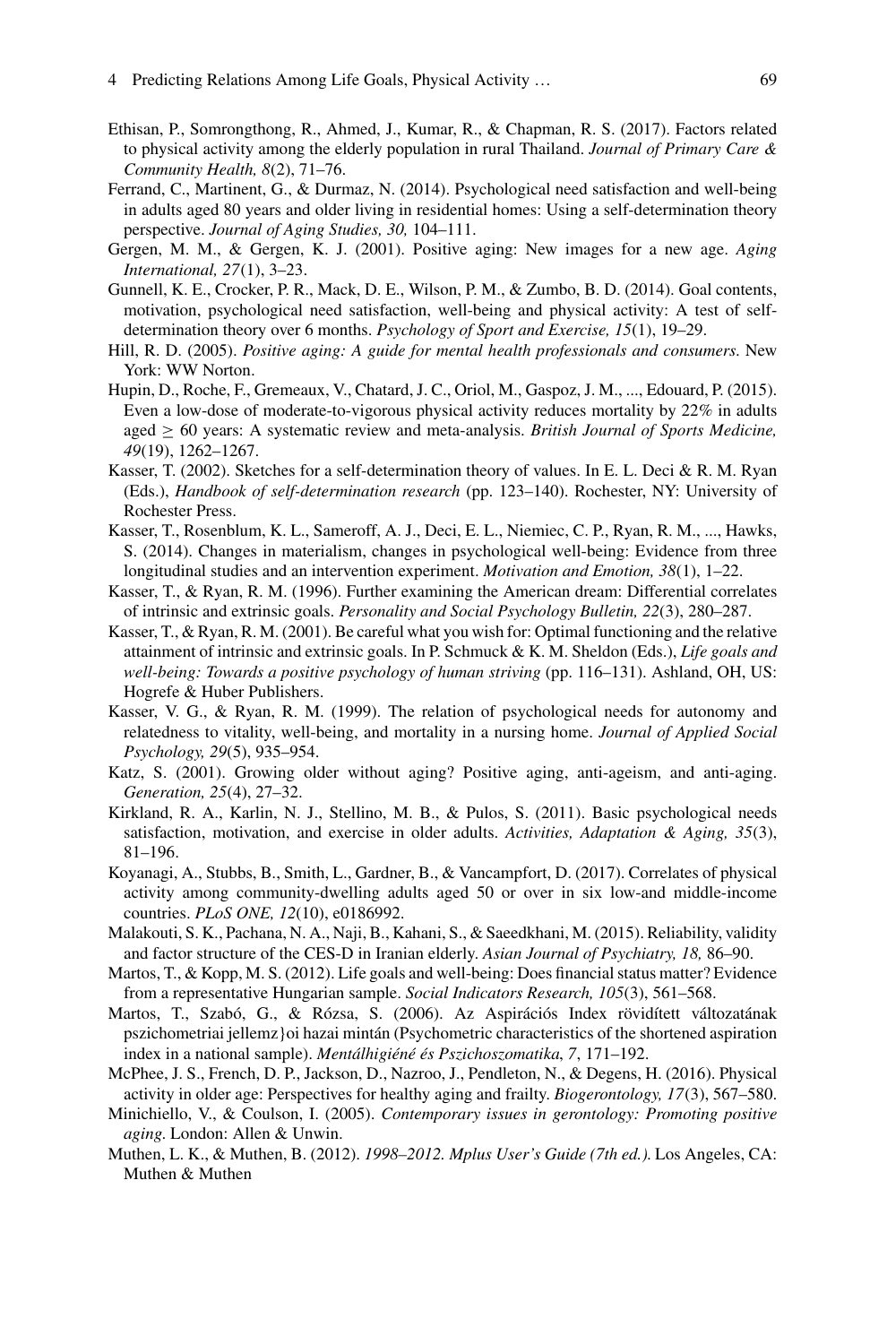Ethisan, P., Somrongthong, R., Ahmed, J., Kumar, R., & Chapman, R. S. (2017). Factors related to physical activity among the elderly population in rural Thailand. *Journal of Primary Care & Community Health, 8*(2), 71–76.

Ferrand, C., Martinent, G., & Durmaz, N. (2014). Psychological need satisfaction and well-being in adults aged 80 years and older living in residential homes: Using a self-determination theory perspective. *Journal of Aging Studies, 30,* 104–111.

Gergen, M. M., & Gergen, K. J. (2001). Positive aging: New images for a new age. *Aging International, 27*(1), 3–23.

Gunnell, K. E., Crocker, P. R., Mack, D. E., Wilson, P. M., & Zumbo, B. D. (2014). Goal contents, motivation, psychological need satisfaction, well-being and physical activity: A test of self-determination theory over 6 months. *Psychology of Sport and Exercise, 15*(1), 19–29.

Hill, R. D. (2005). *Positive aging: A guide for mental health professionals and consumers.* New York: WW Norton.

Hupin, D., Roche, F., Gremeaux, V., Chatard, J. C., Oriol, M., Gaspoz, J. M., ..., Edouard, P. (2015). Even a low-dose of moderate-to-vigorous physical activity reduces mortality by 22% in adults aged $\geq$ 60 years: A systematic review and meta-analysis. *British Journal of Sports Medicine, 49*(19), 1262–1267.

Kasser, T. (2002). Sketches for a self-determination theory of values. In E. L. Deci & R. M. Ryan (Eds.), *Handbook of self-determination research* (pp. 123–140). Rochester, NY: University of Rochester Press.

Kasser, T., Rosenblum, K. L., Sameroff, A. J., Deci, E. L., Niemiec, C. P., Ryan, R. M., ..., Hawks, S. (2014). Changes in materialism, changes in psychological well-being: Evidence from three longitudinal studies and an intervention experiment. *Motivation and Emotion, 38*(1), 1–22.

Kasser, T., & Ryan, R. M. (1996). Further examining the American dream: Differential correlates of intrinsic and extrinsic goals. *Personality and Social Psychology Bulletin, 22*(3), 280–287.

Kasser, T., & Ryan, R. M. (2001). Be careful what you wish for: Optimal functioning and the relative attainment of intrinsic and extrinsic goals. In P. Schmuck & K. M. Sheldon (Eds.), *Life goals and well-being: Towards a positive psychology of human striving* (pp. 116–131). Ashland, OH, US: Hogrefe & Huber Publishers.

Kasser, V. G., & Ryan, R. M. (1999). The relation of psychological needs for autonomy and relatedness to vitality, well-being, and mortality in a nursing home. *Journal of Applied Social Psychology, 29*(5), 935–954.

Katz, S. (2001). Growing older without aging? Positive aging, anti-ageism, and anti-aging. *Generation, 25*(4), 27–32.

Kirkland, R. A., Karlin, N. J., Stellino, M. B., & Pulos, S. (2011). Basic psychological needs satisfaction, motivation, and exercise in older adults. *Activities, Adaptation & Aging, 35*(3), 81–196.

Koyanagi, A., Stubbs, B., Smith, L., Gardner, B., & Vancampfort, D. (2017). Correlates of physical activity among community-dwelling adults aged 50 or over in six low-and middle-income countries. *PLoS ONE, 12*(10), e0186992.

Malakouti, S. K., Pachana, N. A., Naji, B., Kahani, S., & Saeedkhani, M. (2015). Reliability, validity and factor structure of the CES-D in Iranian elderly. *Asian Journal of Psychiatry, 18,* 86–90.

Martos, T., & Kopp, M. S. (2012). Life goals and well-being: Does financial status matter? Evidence from a representative Hungarian sample. *Social Indicators Research, 105*(3), 561–568.

Martos, T., Szabó, G., & Rózsa, S. (2006). Az Aspirációs Index rövidített változatának pszichometriai jellemz}oi hazai mintán (Psychometric characteristics of the shortened aspiration index in a national sample). *Mentálhigiéné és Pszichoszomatika*, *7*, 171–192.

McPhee, J. S., French, D. P., Jackson, D., Nazroo, J., Pendleton, N., & Degens, H. (2016). Physical activity in older age: Perspectives for healthy aging and frailty. *Biogerontology, 17*(3), 567–580.

Minichiello, V., & Coulson, I. (2005). *Contemporary issues in gerontology: Promoting positive aging.* London: Allen & Unwin.

Muthen, L. K., & Muthen, B. (2012). *1998–2012. Mplus User's Guide (7th ed.).* Los Angeles, CA: Muthen & Muthen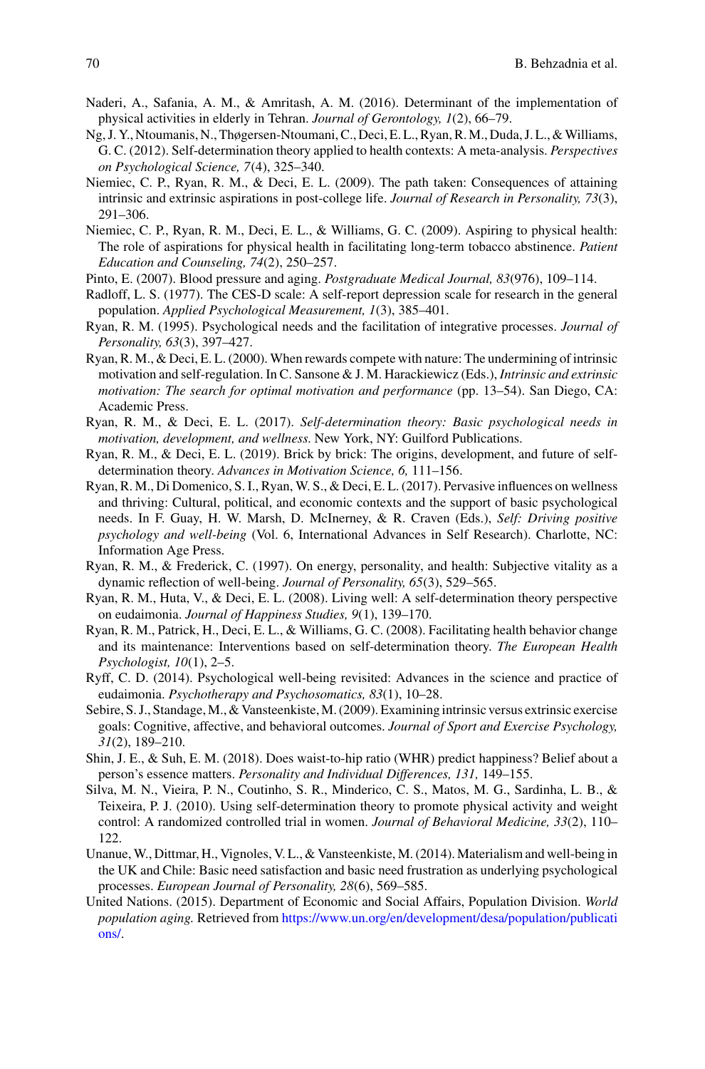Naderi, A., Safania, A. M., & Amritash, A. M. (2016). Determinant of the implementation of physical activities in elderly in Tehran. *Journal of Gerontology, 1*(2), 66–79.

Ng, J. Y., Ntoumanis, N., Thøgersen-Ntoumani, C., Deci, E. L., Ryan, R. M., Duda, J. L., & Williams, G. C. (2012). Self-determination theory applied to health contexts: A meta-analysis. *Perspectives on Psychological Science, 7*(4), 325–340.

Niemiec, C. P., Ryan, R. M., & Deci, E. L. (2009). The path taken: Consequences of attaining intrinsic and extrinsic aspirations in post-college life. *Journal of Research in Personality, 73*(3), 291–306.

Niemiec, C. P., Ryan, R. M., Deci, E. L., & Williams, G. C. (2009). Aspiring to physical health: The role of aspirations for physical health in facilitating long-term tobacco abstinence. *Patient Education and Counseling, 74*(2), 250–257.

Pinto, E. (2007). Blood pressure and aging. *Postgraduate Medical Journal, 83*(976), 109–114.

Radloff, L. S. (1977). The CES-D scale: A self-report depression scale for research in the general population. *Applied Psychological Measurement, 1*(3), 385–401.

Ryan, R. M. (1995). Psychological needs and the facilitation of integrative processes. *Journal of Personality, 63*(3), 397–427.

Ryan, R. M., & Deci, E. L. (2000). When rewards compete with nature: The undermining of intrinsic motivation and self-regulation. In C. Sansone & J. M. Harackiewicz (Eds.), *Intrinsic and extrinsic motivation: The search for optimal motivation and performance* (pp. 13–54). San Diego, CA: Academic Press.

Ryan, R. M., & Deci, E. L. (2017). *Self-determination theory: Basic psychological needs in motivation, development, and wellness.* New York, NY: Guilford Publications.

Ryan, R. M., & Deci, E. L. (2019). Brick by brick: The origins, development, and future of self-determination theory. *Advances in Motivation Science, 6,* 111–156.

Ryan, R. M., Di Domenico, S. I., Ryan, W. S., & Deci, E. L. (2017). Pervasive influences on wellness and thriving: Cultural, political, and economic contexts and the support of basic psychological needs. In F. Guay, H. W. Marsh, D. McInerney, & R. Craven (Eds.), *Self: Driving positive psychology and well-being* (Vol. 6, International Advances in Self Research). Charlotte, NC: Information Age Press.

Ryan, R. M., & Frederick, C. (1997). On energy, personality, and health: Subjective vitality as a dynamic reflection of well-being. *Journal of Personality, 65*(3), 529–565.

Ryan, R. M., Huta, V., & Deci, E. L. (2008). Living well: A self-determination theory perspective on eudaimonia. *Journal of Happiness Studies, 9*(1), 139–170.

Ryan, R. M., Patrick, H., Deci, E. L., & Williams, G. C. (2008). Facilitating health behavior change and its maintenance: Interventions based on self-determination theory. *The European Health Psychologist, 10*(1), 2–5.

Ryff, C. D. (2014). Psychological well-being revisited: Advances in the science and practice of eudaimonia. *Psychotherapy and Psychosomatics, 83*(1), 10–28.

Sebire, S. J., Standage, M., & Vansteenkiste, M. (2009). Examining intrinsic versus extrinsic exercise goals: Cognitive, affective, and behavioral outcomes. *Journal of Sport and Exercise Psychology, 31*(2), 189–210.

Shin, J. E., & Suh, E. M. (2018). Does waist-to-hip ratio (WHR) predict happiness? Belief about a person's essence matters. *Personality and Individual Differences, 131,* 149–155.

Silva, M. N., Vieira, P. N., Coutinho, S. R., Minderico, C. S., Matos, M. G., Sardinha, L. B., & Teixeira, P. J. (2010). Using self-determination theory to promote physical activity and weight control: A randomized controlled trial in women. *Journal of Behavioral Medicine, 33*(2), 110–122.

Unanue, W., Dittmar, H., Vignoles, V. L., & Vansteenkiste, M. (2014). Materialism and well-being in the UK and Chile: Basic need satisfaction and basic need frustration as underlying psychological processes. *European Journal of Personality, 28*(6), 569–585.

United Nations. (2015). Department of Economic and Social Affairs, Population Division. *World population aging.* Retrieved from https://www.un.org/en/development/desa/population/publications/.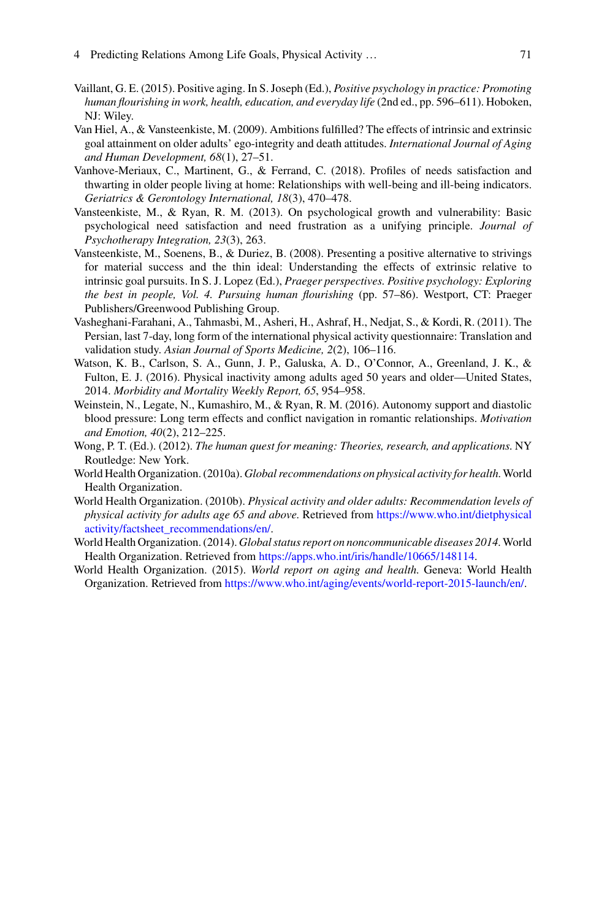Vaillant, G. E. (2015). Positive aging. In S. Joseph (Ed.), *Positive psychology in practice: Promoting human flourishing in work, health, education, and everyday life* (2nd ed., pp. 596–611). Hoboken, NJ: Wiley.

Van Hiel, A., & Vansteenkiste, M. (2009). Ambitions fulfilled? The effects of intrinsic and extrinsic goal attainment on older adults' ego-integrity and death attitudes. *International Journal of Aging and Human Development, 68*(1), 27–51.

Vanhove-Meriaux, C., Martinent, G., & Ferrand, C. (2018). Profiles of needs satisfaction and thwarting in older people living at home: Relationships with well-being and ill-being indicators. *Geriatrics & Gerontology International, 18*(3), 470–478.

Vansteenkiste, M., & Ryan, R. M. (2013). On psychological growth and vulnerability: Basic psychological need satisfaction and need frustration as a unifying principle. *Journal of Psychotherapy Integration, 23*(3), 263.

Vansteenkiste, M., Soenens, B., & Duriez, B. (2008). Presenting a positive alternative to strivings for material success and the thin ideal: Understanding the effects of extrinsic relative to intrinsic goal pursuits. In S. J. Lopez (Ed.), *Praeger perspectives. Positive psychology: Exploring the best in people, Vol. 4. Pursuing human flourishing* (pp. 57–86). Westport, CT: Praeger Publishers/Greenwood Publishing Group.

Vasheghani-Farahani, A., Tahmasbi, M., Asheri, H., Ashraf, H., Nedjat, S., & Kordi, R. (2011). The Persian, last 7-day, long form of the international physical activity questionnaire: Translation and validation study. *Asian Journal of Sports Medicine, 2*(2), 106–116.

Watson, K. B., Carlson, S. A., Gunn, J. P., Galuska, A. D., O'Connor, A., Greenland, J. K., & Fulton, E. J. (2016). Physical inactivity among adults aged 50 years and older—United States, 2014. *Morbidity and Mortality Weekly Report, 65*, 954–958.

Weinstein, N., Legate, N., Kumashiro, M., & Ryan, R. M. (2016). Autonomy support and diastolic blood pressure: Long term effects and conflict navigation in romantic relationships. *Motivation and Emotion, 40*(2), 212–225.

Wong, P. T. (Ed.). (2012). *The human quest for meaning: Theories, research, and applications.* NY Routledge: New York.

World Health Organization. (2010a). *Global recommendations on physical activity for health.* World Health Organization.

World Health Organization. (2010b). *Physical activity and older adults: Recommendation levels of physical activity for adults age 65 and above.* Retrieved from https://www.who.int/dietphysicalactivity/factsheet_recommendations/en/.

World Health Organization. (2014). *Global status report on noncommunicable diseases 2014.* World Health Organization. Retrieved from https://apps.who.int/iris/handle/10665/148114.

World Health Organization. (2015). *World report on aging and health.* Geneva: World Health Organization. Retrieved from https://www.who.int/aging/events/world-report-2015-launch/en/.